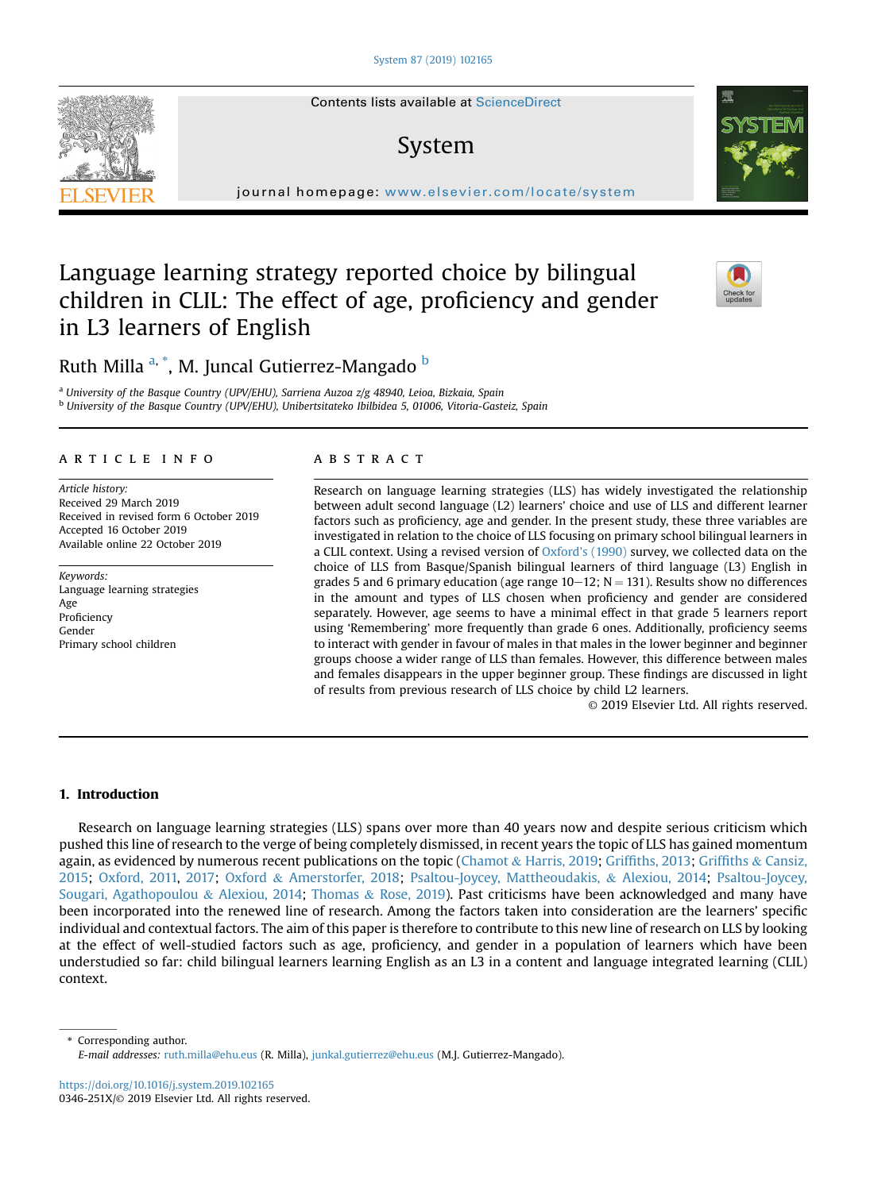# Language learning strategy reported choice by bilingual children in CLIL: The effect of age, proficiency and gender in L3 learners of English

Ruth Milla [a,*], M. Juncal Gutierrez-Mangado [b]

[a] *University of the Basque Country (UPV/EHU), Sarriena Auzoa z/g 48940, Leioa, Bizkaia, Spain*
[b] *University of the Basque Country (UPV/EHU), Unibertsitateko Ibilbidea 5, 01006, Vitoria-Gasteiz, Spain*

## ARTICLE INFO

*Article history:*
Received 29 March 2019
Received in revised form 6 October 2019
Accepted 16 October 2019
Available online 22 October 2019

*Keywords:*
Language learning strategies
Age
Proficiency
Gender
Primary school children

## ABSTRACT

Research on language learning strategies (LLS) has widely investigated the relationship between adult second language (L2) learners' choice and use of LLS and different learner factors such as proficiency, age and gender. In the present study, these three variables are investigated in relation to the choice of LLS focusing on primary school bilingual learners in a CLIL context. Using a revised version of Oxford's (1990) survey, we collected data on the choice of LLS from Basque/Spanish bilingual learners of third language (L3) English in grades 5 and 6 primary education (age range 10–12; N = 131). Results show no differences in the amount and types of LLS chosen when proficiency and gender are considered separately. However, age seems to have a minimal effect in that grade 5 learners report using 'Remembering' more frequently than grade 6 ones. Additionally, proficiency seems to interact with gender in favour of males in that males in the lower beginner and beginner groups choose a wider range of LLS than females. However, this difference between males and females disappears in the upper beginner group. These findings are discussed in light of results from previous research of LLS choice by child L2 learners.

© 2019 Elsevier Ltd. All rights reserved.

## 1. Introduction

Research on language learning strategies (LLS) spans over more than 40 years now and despite serious criticism which pushed this line of research to the verge of being completely dismissed, in recent years the topic of LLS has gained momentum again, as evidenced by numerous recent publications on the topic (Chamot & Harris, 2019; Griffiths, 2013; Griffiths & Cansiz, 2015; Oxford, 2011, 2017; Oxford & Amerstorfer, 2018; Psaltou-Joycey, Mattheoudakis, & Alexiou, 2014; Psaltou-Joycey, Sougari, Agathopoulou & Alexiou, 2014; Thomas & Rose, 2019). Past criticisms have been acknowledged and many have been incorporated into the renewed line of research. Among the factors taken into consideration are the learners' specific individual and contextual factors. The aim of this paper is therefore to contribute to this new line of research on LLS by looking at the effect of well-studied factors such as age, proficiency, and gender in a population of learners which have been understudied so far: child bilingual learners learning English as an L3 in a content and language integrated learning (CLIL) context.

---

* Corresponding author.
*E-mail addresses:* ruth.milla@ehu.eus (R. Milla), junkal.gutierrez@ehu.eus (M.J. Gutierrez-Mangado).

https://doi.org/10.1016/j.system.2019.102165
0346-251X/© 2019 Elsevier Ltd. All rights reserved.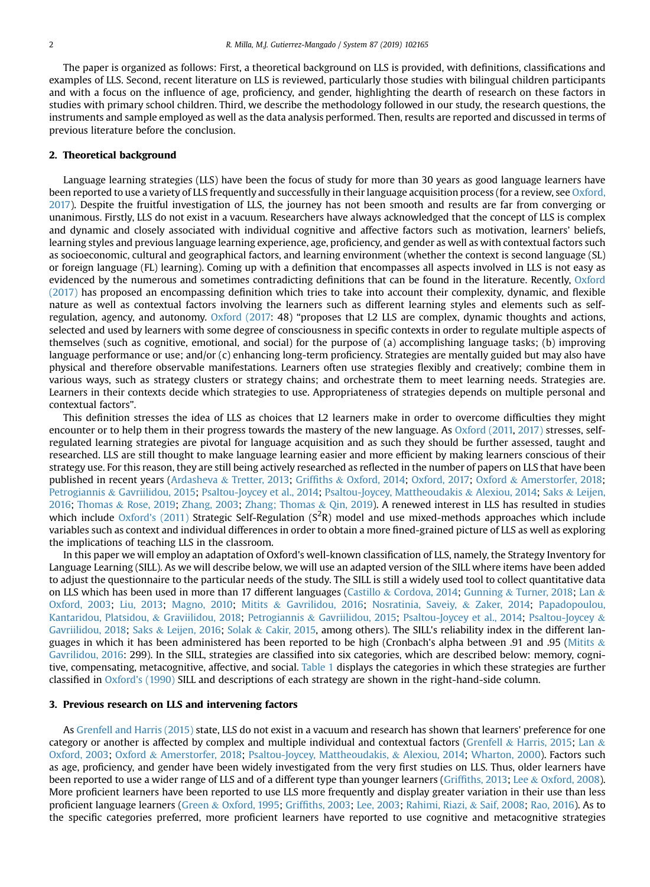The paper is organized as follows: First, a theoretical background on LLS is provided, with definitions, classifications and examples of LLS. Second, recent literature on LLS is reviewed, particularly those studies with bilingual children participants and with a focus on the influence of age, proficiency, and gender, highlighting the dearth of research on these factors in studies with primary school children. Third, we describe the methodology followed in our study, the research questions, the instruments and sample employed as well as the data analysis performed. Then, results are reported and discussed in terms of previous literature before the conclusion.

## 2. Theoretical background

Language learning strategies (LLS) have been the focus of study for more than 30 years as good language learners have been reported to use a variety of LLS frequently and successfully in their language acquisition process (for a review, see Oxford, 2017). Despite the fruitful investigation of LLS, the journey has not been smooth and results are far from converging or unanimous. Firstly, LLS do not exist in a vacuum. Researchers have always acknowledged that the concept of LLS is complex and dynamic and closely associated with individual cognitive and affective factors such as motivation, learners' beliefs, learning styles and previous language learning experience, age, proficiency, and gender as well as with contextual factors such as socioeconomic, cultural and geographical factors, and learning environment (whether the context is second language (SL) or foreign language (FL) learning). Coming up with a definition that encompasses all aspects involved in LLS is not easy as evidenced by the numerous and sometimes contradicting definitions that can be found in the literature. Recently, Oxford (2017) has proposed an encompassing definition which tries to take into account their complexity, dynamic, and flexible nature as well as contextual factors involving the learners such as different learning styles and elements such as self-regulation, agency, and autonomy. Oxford (2017: 48) "proposes that L2 LLS are complex, dynamic thoughts and actions, selected and used by learners with some degree of consciousness in specific contexts in order to regulate multiple aspects of themselves (such as cognitive, emotional, and social) for the purpose of (a) accomplishing language tasks; (b) improving language performance or use; and/or (c) enhancing long-term proficiency. Strategies are mentally guided but may also have physical and therefore observable manifestations. Learners often use strategies flexibly and creatively; combine them in various ways, such as strategy clusters or strategy chains; and orchestrate them to meet learning needs. Strategies are. Learners in their contexts decide which strategies to use. Appropriateness of strategies depends on multiple personal and contextual factors".

This definition stresses the idea of LLS as choices that L2 learners make in order to overcome difficulties they might encounter or to help them in their progress towards the mastery of the new language. As Oxford (2011, 2017) stresses, self-regulated learning strategies are pivotal for language acquisition and as such they should be further assessed, taught and researched. LLS are still thought to make language learning easier and more efficient by making learners conscious of their strategy use. For this reason, they are still being actively researched as reflected in the number of papers on LLS that have been published in recent years (Ardasheva & Tretter, 2013; Griffiths & Oxford, 2014; Oxford, 2017; Oxford & Amerstorfer, 2018; Petrogiannis & Gavriilidou, 2015; Psaltou-Joycey et al., 2014; Psaltou-Joycey, Mattheoudakis & Alexiou, 2014; Saks & Leijen, 2016; Thomas & Rose, 2019; Zhang, 2003; Zhang; Thomas & Qin, 2019). A renewed interest in LLS has resulted in studies which include Oxford's (2011) Strategic Self-Regulation ($S^2R$) model and use mixed-methods approaches which include variables such as context and individual differences in order to obtain a more fined-grained picture of LLS as well as exploring the implications of teaching LLS in the classroom.

In this paper we will employ an adaptation of Oxford's well-known classification of LLS, namely, the Strategy Inventory for Language Learning (SILL). As we will describe below, we will use an adapted version of the SILL where items have been added to adjust the questionnaire to the particular needs of the study. The SILL is still a widely used tool to collect quantitative data on LLS which has been used in more than 17 different languages (Castillo & Cordova, 2014; Gunning & Turner, 2018; Lan & Oxford, 2003; Liu, 2013; Magno, 2010; Mitits & Gavrilidou, 2016; Nosratinia, Saveiy, & Zaker, 2014; Papadopoulou, Kantaridou, Platsidou, & Graviilidou, 2018; Petrogiannis & Gavriilidou, 2015; Psaltou-Joycey et al., 2014; Psaltou-Joycey & Gavriilidou, 2018; Saks & Leijen, 2016; Solak & Cakir, 2015, among others). The SILL's reliability index in the different languages in which it has been administered has been reported to be high (Cronbach's alpha between .91 and .95 (Mitits & Gavrilidou, 2016: 299). In the SILL, strategies are classified into six categories, which are described below: memory, cognitive, compensating, metacognitive, affective, and social. Table 1 displays the categories in which these strategies are further classified in Oxford's (1990) SILL and descriptions of each strategy are shown in the right-hand-side column.

## 3. Previous research on LLS and intervening factors

As Grenfell and Harris (2015) state, LLS do not exist in a vacuum and research has shown that learners' preference for one category or another is affected by complex and multiple individual and contextual factors (Grenfell & Harris, 2015; Lan & Oxford, 2003; Oxford & Amerstorfer, 2018; Psaltou-Joycey, Mattheoudakis, & Alexiou, 2014; Wharton, 2000). Factors such as age, proficiency, and gender have been widely investigated from the very first studies on LLS. Thus, older learners have been reported to use a wider range of LLS and of a different type than younger learners (Griffiths, 2013; Lee & Oxford, 2008). More proficient learners have been reported to use LLS more frequently and display greater variation in their use than less proficient language learners (Green & Oxford, 1995; Griffiths, 2003; Lee, 2003; Rahimi, Riazi, & Saif, 2008; Rao, 2016). As to the specific categories preferred, more proficient learners have reported to use cognitive and metacognitive strategies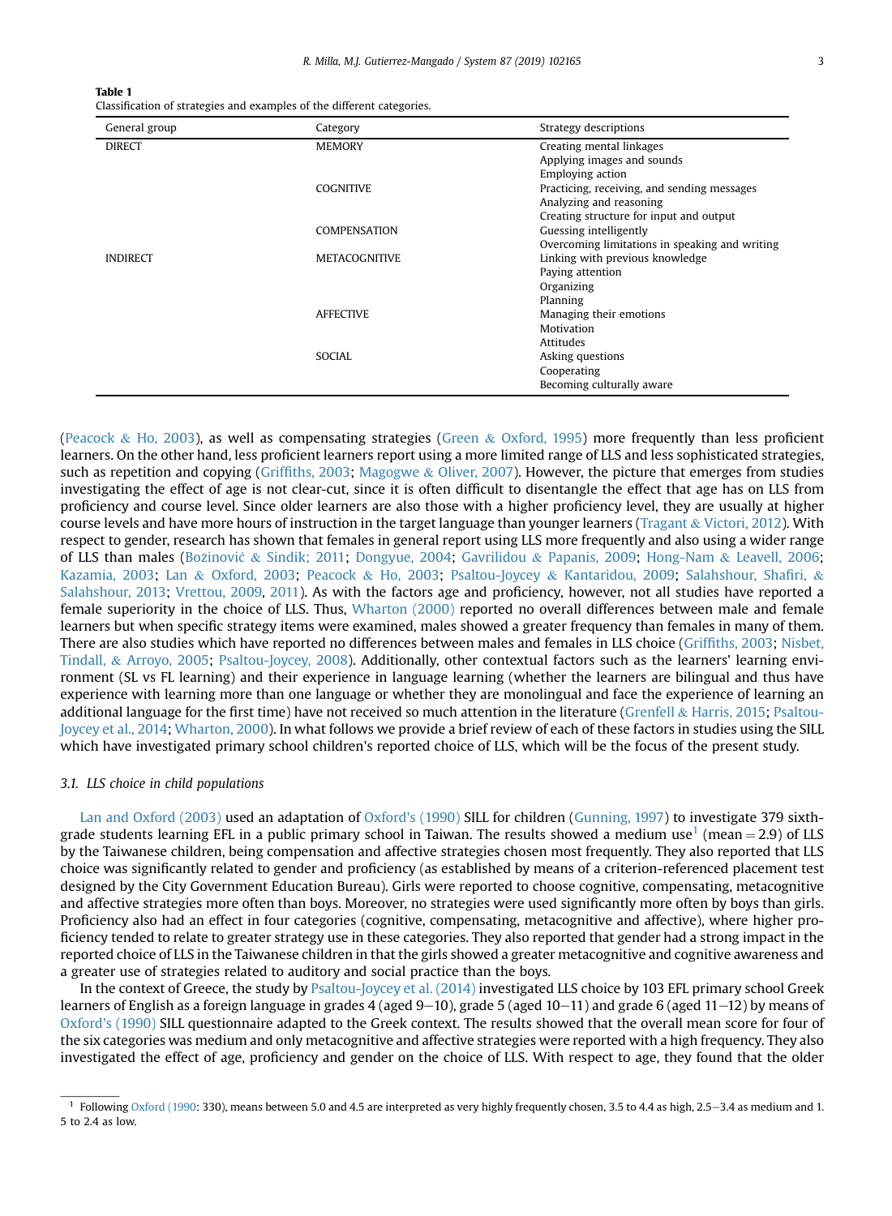**Table 1**
Classification of strategies and examples of the different categories.

| General group | Category | Strategy descriptions |
|---|---|---|
| DIRECT | MEMORY | Creating mental linkages<br>Applying images and sounds<br>Employing action |
| | COGNITIVE | Practicing, receiving, and sending messages<br>Analyzing and reasoning<br>Creating structure for input and output |
| | COMPENSATION | Guessing intelligently<br>Overcoming limitations in speaking and writing |
| INDIRECT | METACOGNITIVE | Linking with previous knowledge<br>Paying attention<br>Organizing<br>Planning |
| | AFFECTIVE | Managing their emotions<br>Motivation<br>Attitudes |
| | SOCIAL | Asking questions<br>Cooperating<br>Becoming culturally aware |

(Peacock & Ho, 2003), as well as compensating strategies (Green & Oxford, 1995) more frequently than less proficient learners. On the other hand, less proficient learners report using a more limited range of LLS and less sophisticated strategies, such as repetition and copying (Griffiths, 2003; Magogwe & Oliver, 2007). However, the picture that emerges from studies investigating the effect of age is not clear-cut, since it is often difficult to disentangle the effect that age has on LLS from proficiency and course level. Since older learners are also those with a higher proficiency level, they are usually at higher course levels and have more hours of instruction in the target language than younger learners (Tragant & Victori, 2012). With respect to gender, research has shown that females in general report using LLS more frequently and also using a wider range of LLS than males (Božinović & Sindik; 2011; Dongyue, 2004; Gavrilidou & Papanis, 2009; Hong-Nam & Leavell, 2006; Kazamia, 2003; Lan & Oxford, 2003; Peacock & Ho, 2003; Psaltou-Joycey & Kantaridou, 2009; Salahshour, Shafiri, & Salahshour, 2013; Vrettou, 2009, 2011). As with the factors age and proficiency, however, not all studies have reported a female superiority in the choice of LLS. Thus, Wharton (2000) reported no overall differences between male and female learners but when specific strategy items were examined, males showed a greater frequency than females in many of them. There are also studies which have reported no differences between males and females in LLS choice (Griffiths, 2003; Nisbet, Tindall, & Arroyo, 2005; Psaltou-Joycey, 2008). Additionally, other contextual factors such as the learners' learning environment (SL vs FL learning) and their experience in language learning (whether the learners are bilingual and thus have experience with learning more than one language or whether they are monolingual and face the experience of learning an additional language for the first time) have not received so much attention in the literature (Grenfell & Harris, 2015; Psaltou-Joycey et al., 2014; Wharton, 2000). In what follows we provide a brief review of each of these factors in studies using the SILL which have investigated primary school children's reported choice of LLS, which will be the focus of the present study.

### 3.1. LLS choice in child populations

Lan and Oxford (2003) used an adaptation of Oxford's (1990) SILL for children (Gunning, 1997) to investigate 379 sixth-grade students learning EFL in a public primary school in Taiwan. The results showed a medium use[1] (mean = 2.9) of LLS by the Taiwanese children, being compensation and affective strategies chosen most frequently. They also reported that LLS choice was significantly related to gender and proficiency (as established by means of a criterion-referenced placement test designed by the City Government Education Bureau). Girls were reported to choose cognitive, compensating, metacognitive and affective strategies more often than boys. Moreover, no strategies were used significantly more often by boys than girls. Proficiency also had an effect in four categories (cognitive, compensating, metacognitive and affective), where higher proficiency tended to relate to greater strategy use in these categories. They also reported that gender had a strong impact in the reported choice of LLS in the Taiwanese children in that the girls showed a greater metacognitive and cognitive awareness and a greater use of strategies related to auditory and social practice than the boys.

In the context of Greece, the study by Psaltou-Joycey et al. (2014) investigated LLS choice by 103 EFL primary school Greek learners of English as a foreign language in grades 4 (aged 9–10), grade 5 (aged 10–11) and grade 6 (aged 11–12) by means of Oxford's (1990) SILL questionnaire adapted to the Greek context. The results showed that the overall mean score for four of the six categories was medium and only metacognitive and affective strategies were reported with a high frequency. They also investigated the effect of age, proficiency and gender on the choice of LLS. With respect to age, they found that the older

[1] Following Oxford (1990: 330), means between 5.0 and 4.5 are interpreted as very highly frequently chosen, 3.5 to 4.4 as high, 2.5–3.4 as medium and 1.5 to 2.4 as low.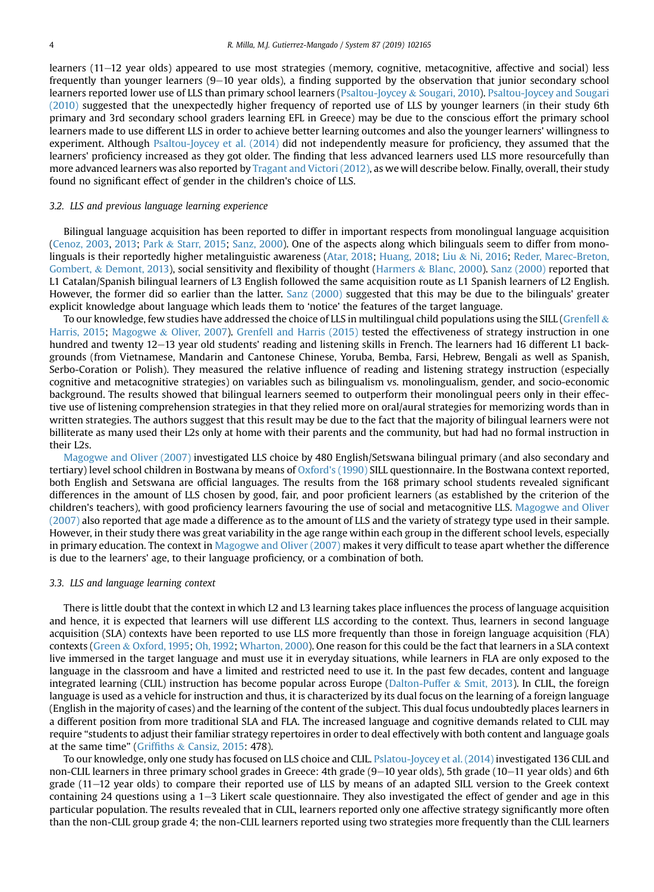learners (11–12 year olds) appeared to use most strategies (memory, cognitive, metacognitive, affective and social) less frequently than younger learners (9–10 year olds), a finding supported by the observation that junior secondary school learners reported lower use of LLS than primary school learners (Psaltou-Joycey & Sougari, 2010). Psaltou-Joycey and Sougari (2010) suggested that the unexpectedly higher frequency of reported use of LLS by younger learners (in their study 6th primary and 3rd secondary school graders learning EFL in Greece) may be due to the conscious effort the primary school learners made to use different LLS in order to achieve better learning outcomes and also the younger learners' willingness to experiment. Although Psaltou-Joycey et al. (2014) did not independently measure for proficiency, they assumed that the learners' proficiency increased as they got older. The finding that less advanced learners used LLS more resourcefully than more advanced learners was also reported by Tragant and Victori (2012), as we will describe below. Finally, overall, their study found no significant effect of gender in the children's choice of LLS.

### 3.2. LLS and previous language learning experience

Bilingual language acquisition has been reported to differ in important respects from monolingual language acquisition (Cenoz, 2003, 2013; Park & Starr, 2015; Sanz, 2000). One of the aspects along which bilinguals seem to differ from monolinguals is their reportedly higher metalinguistic awareness (Atar, 2018; Huang, 2018; Liu & Ni, 2016; Reder, Marec-Breton, Gombert, & Demont, 2013), social sensitivity and flexibility of thought (Harmers & Blanc, 2000). Sanz (2000) reported that L1 Catalan/Spanish bilingual learners of L3 English followed the same acquisition route as L1 Spanish learners of L2 English. However, the former did so earlier than the latter. Sanz (2000) suggested that this may be due to the bilinguals' greater explicit knowledge about language which leads them to 'notice' the features of the target language.

To our knowledge, few studies have addressed the choice of LLS in multilingual child populations using the SILL (Grenfell & Harris, 2015; Magogwe & Oliver, 2007). Grenfell and Harris (2015) tested the effectiveness of strategy instruction in one hundred and twenty 12–13 year old students' reading and listening skills in French. The learners had 16 different L1 backgrounds (from Vietnamese, Mandarin and Cantonese Chinese, Yoruba, Bemba, Farsi, Hebrew, Bengali as well as Spanish, Serbo-Coration or Polish). They measured the relative influence of reading and listening strategy instruction (especially cognitive and metacognitive strategies) on variables such as bilingualism vs. monolingualism, gender, and socio-economic background. The results showed that bilingual learners seemed to outperform their monolingual peers only in their effective use of listening comprehension strategies in that they relied more on oral/aural strategies for memorizing words than in written strategies. The authors suggest that this result may be due to the fact that the majority of bilingual learners were not billiterate as many used their L2s only at home with their parents and the community, but had had no formal instruction in their L2s.

Magogwe and Oliver (2007) investigated LLS choice by 480 English/Setswana bilingual primary (and also secondary and tertiary) level school children in Bostwana by means of Oxford's (1990) SILL questionnaire. In the Bostwana context reported, both English and Setswana are official languages. The results from the 168 primary school students revealed significant differences in the amount of LLS chosen by good, fair, and poor proficient learners (as established by the criterion of the children's teachers), with good proficiency learners favouring the use of social and metacognitive LLS. Magogwe and Oliver (2007) also reported that age made a difference as to the amount of LLS and the variety of strategy type used in their sample. However, in their study there was great variability in the age range within each group in the different school levels, especially in primary education. The context in Magogwe and Oliver (2007) makes it very difficult to tease apart whether the difference is due to the learners' age, to their language proficiency, or a combination of both.

### 3.3. LLS and language learning context

There is little doubt that the context in which L2 and L3 learning takes place influences the process of language acquisition and hence, it is expected that learners will use different LLS according to the context. Thus, learners in second language acquisition (SLA) contexts have been reported to use LLS more frequently than those in foreign language acquisition (FLA) contexts (Green & Oxford, 1995; Oh, 1992; Wharton, 2000). One reason for this could be the fact that learners in a SLA context live immersed in the target language and must use it in everyday situations, while learners in FLA are only exposed to the language in the classroom and have a limited and restricted need to use it. In the past few decades, content and language integrated learning (CLIL) instruction has become popular across Europe (Dalton-Puffer & Smit, 2013). In CLIL, the foreign language is used as a vehicle for instruction and thus, it is characterized by its dual focus on the learning of a foreign language (English in the majority of cases) and the learning of the content of the subject. This dual focus undoubtedly places learners in a different position from more traditional SLA and FLA. The increased language and cognitive demands related to CLIL may require "students to adjust their familiar strategy repertoires in order to deal effectively with both content and language goals at the same time" (Griffiths & Cansiz, 2015: 478).

To our knowledge, only one study has focused on LLS choice and CLIL. Pslatou-Joycey et al. (2014) investigated 136 CLIL and non-CLIL learners in three primary school grades in Greece: 4th grade (9–10 year olds), 5th grade (10–11 year olds) and 6th grade (11–12 year olds) to compare their reported use of LLS by means of an adapted SILL version to the Greek context containing 24 questions using a 1–3 Likert scale questionnaire. They also investigated the effect of gender and age in this particular population. The results revealed that in CLIL, learners reported only one affective strategy significantly more often than the non-CLIL group grade 4; the non-CLIL learners reported using two strategies more frequently than the CLIL learners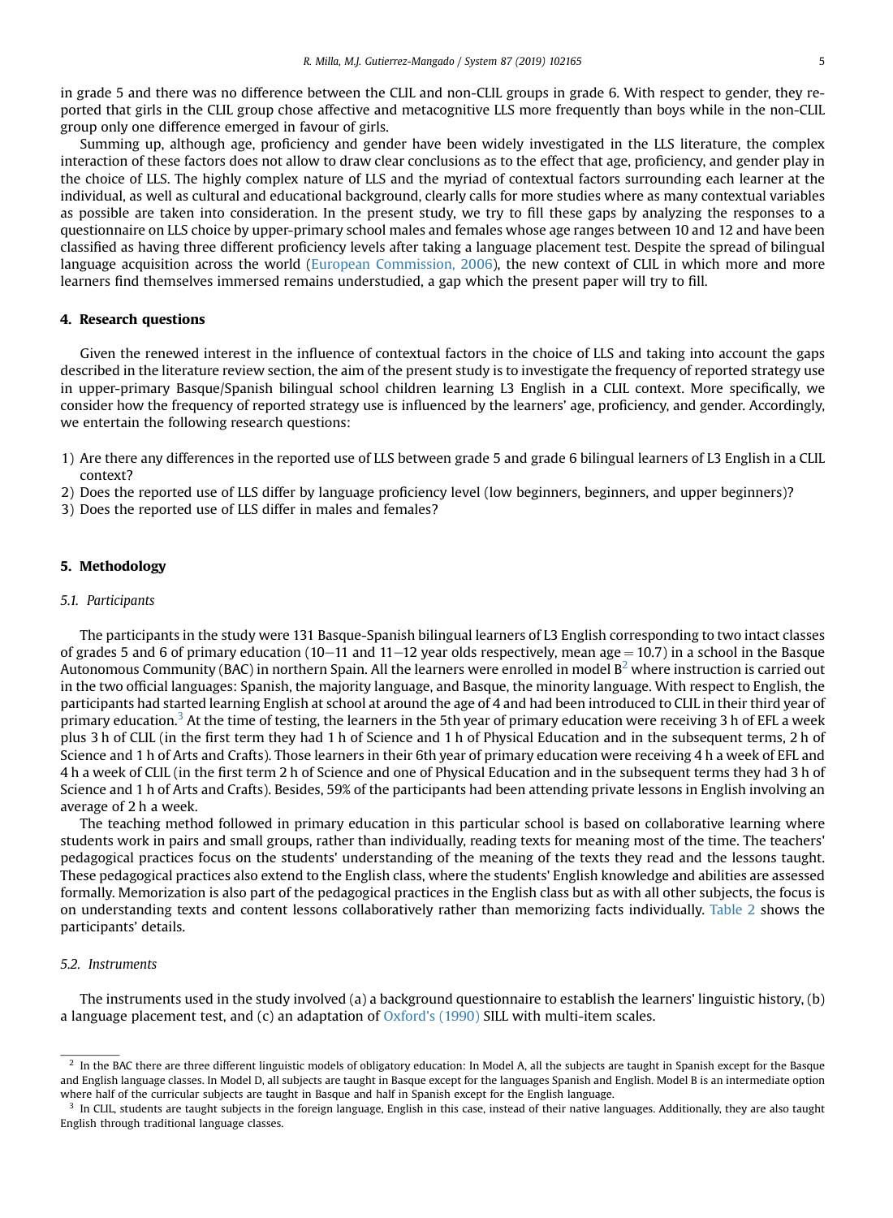in grade 5 and there was no difference between the CLIL and non-CLIL groups in grade 6. With respect to gender, they reported that girls in the CLIL group chose affective and metacognitive LLS more frequently than boys while in the non-CLIL group only one difference emerged in favour of girls.

Summing up, although age, proficiency and gender have been widely investigated in the LLS literature, the complex interaction of these factors does not allow to draw clear conclusions as to the effect that age, proficiency, and gender play in the choice of LLS. The highly complex nature of LLS and the myriad of contextual factors surrounding each learner at the individual, as well as cultural and educational background, clearly calls for more studies where as many contextual variables as possible are taken into consideration. In the present study, we try to fill these gaps by analyzing the responses to a questionnaire on LLS choice by upper-primary school males and females whose age ranges between 10 and 12 and have been classified as having three different proficiency levels after taking a language placement test. Despite the spread of bilingual language acquisition across the world (European Commission, 2006), the new context of CLIL in which more and more learners find themselves immersed remains understudied, a gap which the present paper will try to fill.

## 4. Research questions

Given the renewed interest in the influence of contextual factors in the choice of LLS and taking into account the gaps described in the literature review section, the aim of the present study is to investigate the frequency of reported strategy use in upper-primary Basque/Spanish bilingual school children learning L3 English in a CLIL context. More specifically, we consider how the frequency of reported strategy use is influenced by the learners' age, proficiency, and gender. Accordingly, we entertain the following research questions:

1) Are there any differences in the reported use of LLS between grade 5 and grade 6 bilingual learners of L3 English in a CLIL context?
2) Does the reported use of LLS differ by language proficiency level (low beginners, beginners, and upper beginners)?
3) Does the reported use of LLS differ in males and females?

## 5. Methodology

### 5.1. Participants

The participants in the study were 131 Basque-Spanish bilingual learners of L3 English corresponding to two intact classes of grades 5 and 6 of primary education (10–11 and 11–12 year olds respectively, mean age = 10.7) in a school in the Basque Autonomous Community (BAC) in northern Spain. All the learners were enrolled in model B[2] where instruction is carried out in the two official languages: Spanish, the majority language, and Basque, the minority language. With respect to English, the participants had started learning English at school at around the age of 4 and had been introduced to CLIL in their third year of primary education.[3] At the time of testing, the learners in the 5th year of primary education were receiving 3 h of EFL a week plus 3 h of CLIL (in the first term they had 1 h of Science and 1 h of Physical Education and in the subsequent terms, 2 h of Science and 1 h of Arts and Crafts). Those learners in their 6th year of primary education were receiving 4 h a week of EFL and 4 h a week of CLIL (in the first term 2 h of Science and one of Physical Education and in the subsequent terms they had 3 h of Science and 1 h of Arts and Crafts). Besides, 59% of the participants had been attending private lessons in English involving an average of 2 h a week.

The teaching method followed in primary education in this particular school is based on collaborative learning where students work in pairs and small groups, rather than individually, reading texts for meaning most of the time. The teachers' pedagogical practices focus on the students' understanding of the meaning of the texts they read and the lessons taught. These pedagogical practices also extend to the English class, where the students' English knowledge and abilities are assessed formally. Memorization is also part of the pedagogical practices in the English class but as with all other subjects, the focus is on understanding texts and content lessons collaboratively rather than memorizing facts individually. Table 2 shows the participants' details.

### 5.2. Instruments

The instruments used in the study involved (a) a background questionnaire to establish the learners' linguistic history, (b) a language placement test, and (c) an adaptation of Oxford's (1990) SILL with multi-item scales.

---

[2] In the BAC there are three different linguistic models of obligatory education: In Model A, all the subjects are taught in Spanish except for the Basque and English language classes. In Model D, all subjects are taught in Basque except for the languages Spanish and English. Model B is an intermediate option where half of the curricular subjects are taught in Basque and half in Spanish except for the English language.

[3] In CLIL, students are taught subjects in the foreign language, English in this case, instead of their native languages. Additionally, they are also taught English through traditional language classes.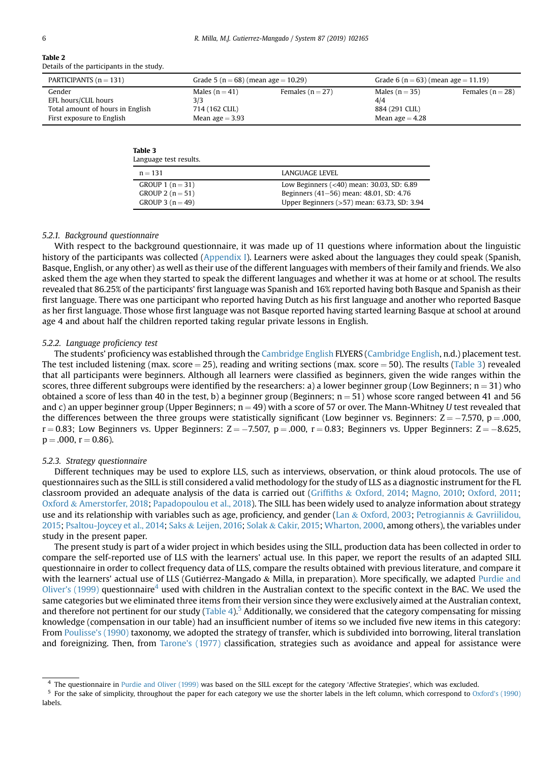**Table 2**
Details of the participants in the study.

| PARTICIPANTS (n = 131) | Grade 5 (n = 68) (mean age = 10.29) | | Grade 6 (n = 63) (mean age = 11.19) | |
|---|---|---|---|---|
| Gender | Males (n = 41) | Females (n = 27) | Males (n = 35) | Females (n = 28) |
| EFL hours/CLIL hours | 3/3 | | 4/4 | |
| Total amount of hours in English | 714 (162 CLIL) | | 884 (291 CLIL) | |
| First exposure to English | Mean age = 3.93 | | Mean age = 4.28 | |

**Table 3**
Language test results.

| n = 131 | LANGUAGE LEVEL |
|---|---|
| GROUP 1 (n = 31) | Low Beginners (<40) mean: 30.03, SD: 6.89 |
| GROUP 2 (n = 51) | Beginners (41–56) mean: 48.01, SD: 4.76 |
| GROUP 3 (n = 49) | Upper Beginners (>57) mean: 63.73, SD: 3.94 |

#### 5.2.1. Background questionnaire

With respect to the background questionnaire, it was made up of 11 questions where information about the linguistic history of the participants was collected (Appendix I). Learners were asked about the languages they could speak (Spanish, Basque, English, or any other) as well as their use of the different languages with members of their family and friends. We also asked them the age when they started to speak the different languages and whether it was at home or at school. The results revealed that 86.25% of the participants' first language was Spanish and 16% reported having both Basque and Spanish as their first language. There was one participant who reported having Dutch as his first language and another who reported Basque as her first language. Those whose first language was not Basque reported having started learning Basque at school at around age 4 and about half the children reported taking regular private lessons in English.

#### 5.2.2. Language proficiency test

The students' proficiency was established through the Cambridge English FLYERS (Cambridge English, n.d.) placement test. The test included listening (max. score = 25), reading and writing sections (max. score = 50). The results (Table 3) revealed that all participants were beginners. Although all learners were classified as beginners, given the wide ranges within the scores, three different subgroups were identified by the researchers: a) a lower beginner group (Low Beginners; n = 31) who obtained a score of less than 40 in the test, b) a beginner group (Beginners; n = 51) whose score ranged between 41 and 56 and c) an upper beginner group (Upper Beginners; n = 49) with a score of 57 or over. The Mann-Whitney *U* test revealed that the differences between the three groups were statistically significant (Low beginner vs. Beginners: $Z = -7.570$, $p = .000$, $r = 0.83$; Low Beginners vs. Upper Beginners: $Z = -7.507$, $p = .000$, $r = 0.83$; Beginners vs. Upper Beginners: $Z = -8.625$, $p = .000$, $r = 0.86$).

#### 5.2.3. Strategy questionnaire

Different techniques may be used to explore LLS, such as interviews, observation, or think aloud protocols. The use of questionnaires such as the SILL is still considered a valid methodology for the study of LLS as a diagnostic instrument for the FL classroom provided an adequate analysis of the data is carried out (Griffiths & Oxford, 2014; Magno, 2010; Oxford, 2011; Oxford & Amerstorfer, 2018; Papadopoulou et al., 2018). The SILL has been widely used to analyze information about strategy use and its relationship with variables such as age, proficiency, and gender (Lan & Oxford, 2003; Petrogiannis & Gavriilidou, 2015; Psaltou-Joycey et al., 2014; Saks & Leijen, 2016; Solak & Cakir, 2015; Wharton, 2000, among others), the variables under study in the present paper.

The present study is part of a wider project in which besides using the SILL, production data has been collected in order to compare the self-reported use of LLS with the learners' actual use. In this paper, we report the results of an adapted SILL questionnaire in order to collect frequency data of LLS, compare the results obtained with previous literature, and compare it with the learners' actual use of LLS (Gutiérrez-Mangado & Milla, in preparation). More specifically, we adapted Purdie and Oliver's (1999) questionnaire[4] used with children in the Australian context to the specific context in the BAC. We used the same categories but we eliminated three items from their version since they were exclusively aimed at the Australian context, and therefore not pertinent for our study (Table 4).[5] Additionally, we considered that the category compensating for missing knowledge (compensation in our table) had an insufficient number of items so we included five new items in this category: From Poulisse's (1990) taxonomy, we adopted the strategy of transfer, which is subdivided into borrowing, literal translation and foreignizing. Then, from Tarone's (1977) classification, strategies such as avoidance and appeal for assistance were

[4] The questionnaire in Purdie and Oliver (1999) was based on the SILL except for the category 'Affective Strategies', which was excluded.

[5] For the sake of simplicity, throughout the paper for each category we use the shorter labels in the left column, which correspond to Oxford's (1990) labels.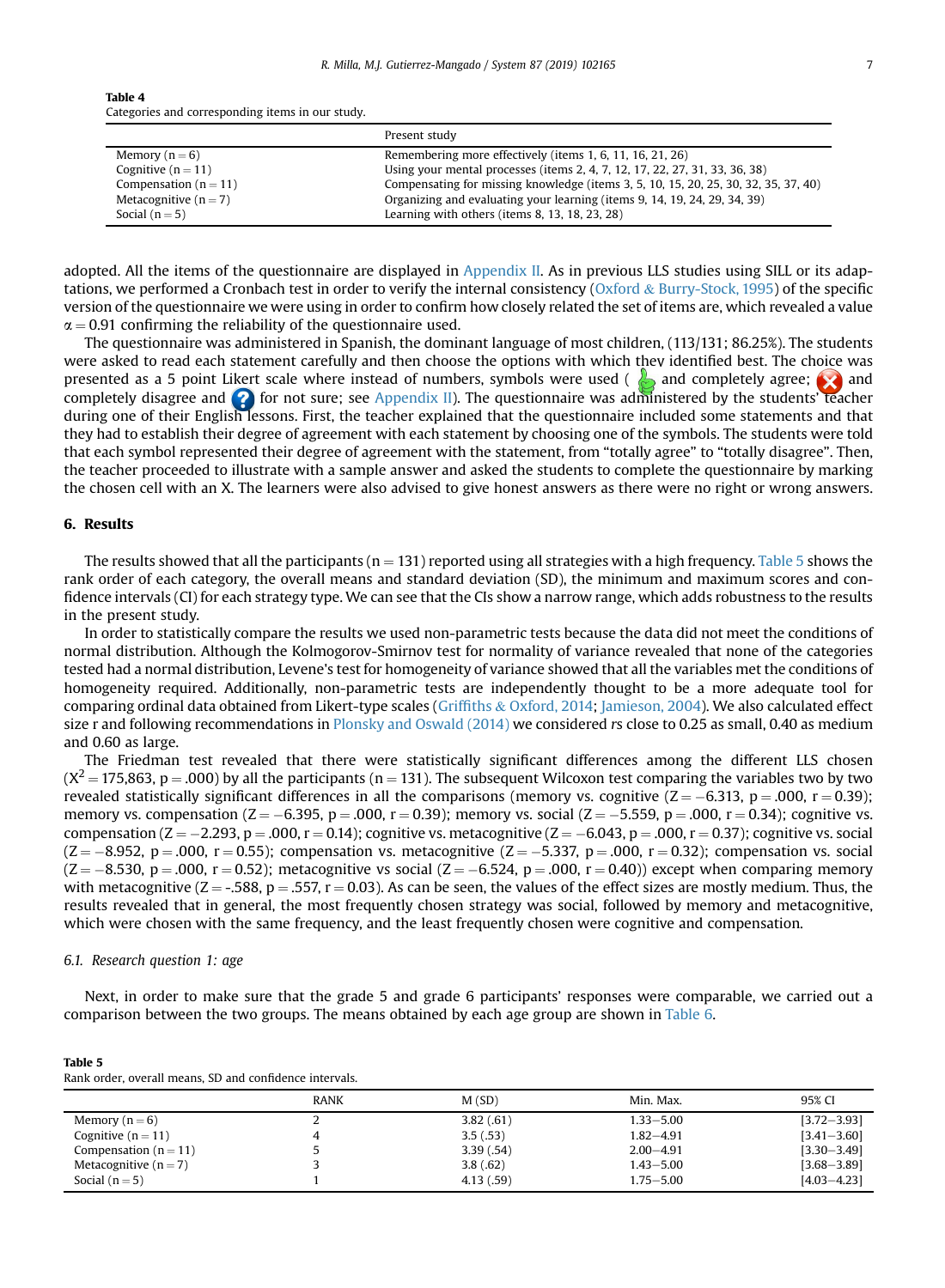**Table 4**
Categories and corresponding items in our study.

| | Present study |
|---|---|
| Memory (n = 6) | Remembering more effectively (items 1, 6, 11, 16, 21, 26) |
| Cognitive (n = 11) | Using your mental processes (items 2, 4, 7, 12, 17, 22, 27, 31, 33, 36, 38) |
| Compensation (n = 11) | Compensating for missing knowledge (items 3, 5, 10, 15, 20, 25, 30, 32, 35, 37, 40) |
| Metacognitive (n = 7) | Organizing and evaluating your learning (items 9, 14, 19, 24, 29, 34, 39) |
| Social (n = 5) | Learning with others (items 8, 13, 18, 23, 28) |

adopted. All the items of the questionnaire are displayed in Appendix II. As in previous LLS studies using SILL or its adaptations, we performed a Cronbach test in order to verify the internal consistency (Oxford & Burry-Stock, 1995) of the specific version of the questionnaire we were using in order to confirm how closely related the set of items are, which revealed a value $\alpha = 0.91$ confirming the reliability of the questionnaire used.

The questionnaire was administered in Spanish, the dominant language of most children, (113/131; 86.25%). The students were asked to read each statement carefully and then choose the options with which they identified best. The choice was presented as a 5 point Likert scale where instead of numbers, symbols were used ( and completely agree; and completely disagree and for not sure; see Appendix II). The questionnaire was administered by the students' teacher during one of their English lessons. First, the teacher explained that the questionnaire included some statements and that they had to establish their degree of agreement with each statement by choosing one of the symbols. The students were told that each symbol represented their degree of agreement with the statement, from "totally agree" to "totally disagree". Then, the teacher proceeded to illustrate with a sample answer and asked the students to complete the questionnaire by marking the chosen cell with an X. The learners were also advised to give honest answers as there were no right or wrong answers.

## 6. Results

The results showed that all the participants (n = 131) reported using all strategies with a high frequency. Table 5 shows the rank order of each category, the overall means and standard deviation (SD), the minimum and maximum scores and confidence intervals (CI) for each strategy type. We can see that the CIs show a narrow range, which adds robustness to the results in the present study.

In order to statistically compare the results we used non-parametric tests because the data did not meet the conditions of normal distribution. Although the Kolmogorov-Smirnov test for normality of variance revealed that none of the categories tested had a normal distribution, Levene's test for homogeneity of variance showed that all the variables met the conditions of homogeneity required. Additionally, non-parametric tests are independently thought to be a more adequate tool for comparing ordinal data obtained from Likert-type scales (Griffiths & Oxford, 2014; Jamieson, 2004). We also calculated effect size r and following recommendations in Plonsky and Oswald (2014) we considered *rs* close to 0.25 as small, 0.40 as medium and 0.60 as large.

The Friedman test revealed that there were statistically significant differences among the different LLS chosen ($X^2 = 175{,}863$, $p = .000$) by all the participants (n = 131). The subsequent Wilcoxon test comparing the variables two by two revealed statistically significant differences in all the comparisons (memory vs. cognitive ($Z = -6.313$, $p = .000$, $r = 0.39$); memory vs. compensation ($Z = -6.395$, $p = .000$, $r = 0.39$); memory vs. social ($Z = -5.559$, $p = .000$, $r = 0.34$); cognitive vs. compensation ($Z = -2.293$, $p = .000$, $r = 0.14$); cognitive vs. metacognitive ($Z = -6.043$, $p = .000$, $r = 0.37$); cognitive vs. social ($Z = -8.952$, $p = .000$, $r = 0.55$); compensation vs. metacognitive ($Z = -5.337$, $p = .000$, $r = 0.32$); compensation vs. social ($Z = -8.530$, $p = .000$, $r = 0.52$); metacognitive vs social ($Z = -6.524$, $p = .000$, $r = 0.40$)) except when comparing memory with metacognitive ($Z = -.588$, $p = .557$, $r = 0.03$). As can be seen, the values of the effect sizes are mostly medium. Thus, the results revealed that in general, the most frequently chosen strategy was social, followed by memory and metacognitive, which were chosen with the same frequency, and the least frequently chosen were cognitive and compensation.

### 6.1. Research question 1: age

Next, in order to make sure that the grade 5 and grade 6 participants' responses were comparable, we carried out a comparison between the two groups. The means obtained by each age group are shown in Table 6.

**Table 5**
Rank order, overall means, SD and confidence intervals.

| | RANK | M (SD) | Min. Max. | 95% CI |
|---|---|---|---|---|
| Memory (n = 6) | 2 | 3.82 (.61) | 1.33–5.00 | [3.72–3.93] |
| Cognitive (n = 11) | 4 | 3.5 (.53) | 1.82–4.91 | [3.41–3.60] |
| Compensation (n = 11) | 5 | 3.39 (.54) | 2.00–4.91 | [3.30–3.49] |
| Metacognitive (n = 7) | 3 | 3.8 (.62) | 1.43–5.00 | [3.68–3.89] |
| Social (n = 5) | 1 | 4.13 (.59) | 1.75–5.00 | [4.03–4.23] |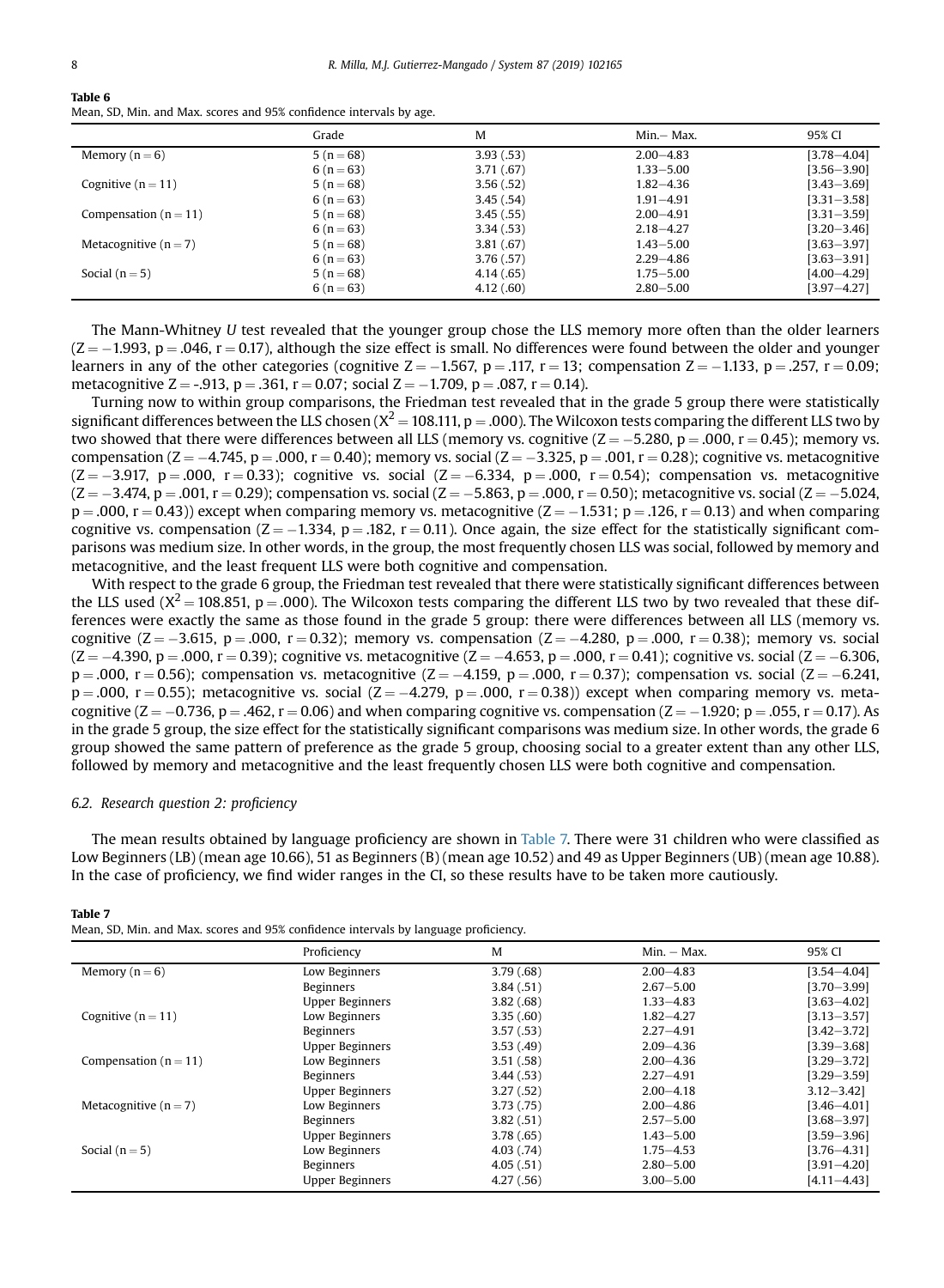**Table 6**
Mean, SD, Min. and Max. scores and 95% confidence intervals by age.

| | Grade | M | Min.– Max. | 95% CI |
|---|---|---|---|---|
| Memory (n = 6) | 5 (n = 68) | 3.93 (.53) | 2.00–4.83 | [3.78–4.04] |
| | 6 (n = 63) | 3.71 (.67) | 1.33–5.00 | [3.56–3.90] |
| Cognitive (n = 11) | 5 (n = 68) | 3.56 (.52) | 1.82–4.36 | [3.43–3.69] |
| | 6 (n = 63) | 3.45 (.54) | 1.91–4.91 | [3.31–3.58] |
| Compensation (n = 11) | 5 (n = 68) | 3.45 (.55) | 2.00–4.91 | [3.31–3.59] |
| | 6 (n = 63) | 3.34 (.53) | 2.18–4.27 | [3.20–3.46] |
| Metacognitive (n = 7) | 5 (n = 68) | 3.81 (.67) | 1.43–5.00 | [3.63–3.97] |
| | 6 (n = 63) | 3.76 (.57) | 2.29–4.86 | [3.63–3.91] |
| Social (n = 5) | 5 (n = 68) | 4.14 (.65) | 1.75–5.00 | [4.00–4.29] |
| | 6 (n = 63) | 4.12 (.60) | 2.80–5.00 | [3.97–4.27] |

The Mann-Whitney *U* test revealed that the younger group chose the LLS memory more often than the older learners ($Z = -1.993$, $p = .046$, $r = 0.17$), although the size effect is small. No differences were found between the older and younger learners in any of the other categories (cognitive $Z = -1.567$, $p = .117$, $r = 13$; compensation $Z = -1.133$, $p = .257$, $r = 0.09$; metacognitive $Z = -.913$, $p = .361$, $r = 0.07$; social $Z = -1.709$, $p = .087$, $r = 0.14$).

Turning now to within group comparisons, the Friedman test revealed that in the grade 5 group there were statistically significant differences between the LLS chosen ($X^2 = 108.111$, $p = .000$). The Wilcoxon tests comparing the different LLS two by two showed that there were differences between all LLS (memory vs. cognitive ($Z = -5.280$, $p = .000$, $r = 0.45$); memory vs. compensation ($Z = -4.745$, $p = .000$, $r = 0.40$); memory vs. social ($Z = -3.325$, $p = .001$, $r = 0.28$); cognitive vs. metacognitive ($Z = -3.917$, $p = .000$, $r = 0.33$); cognitive vs. social ($Z = -6.334$, $p = .000$, $r = 0.54$); compensation vs. metacognitive ($Z = -3.474$, $p = .001$, $r = 0.29$); compensation vs. social ($Z = -5.863$, $p = .000$, $r = 0.50$); metacognitive vs. social ($Z = -5.024$, $p = .000$, $r = 0.43$)) except when comparing memory vs. metacognitive ($Z = -1.531$; $p = .126$, $r = 0.13$) and when comparing cognitive vs. compensation ($Z = -1.334$, $p = .182$, $r = 0.11$). Once again, the size effect for the statistically significant comparisons was medium size. In other words, in the group, the most frequently chosen LLS was social, followed by memory and metacognitive, and the least frequent LLS were both cognitive and compensation.

With respect to the grade 6 group, the Friedman test revealed that there were statistically significant differences between the LLS used ($X^2 = 108.851$, $p = .000$). The Wilcoxon tests comparing the different LLS two by two revealed that these differences were exactly the same as those found in the grade 5 group: there were differences between all LLS (memory vs. cognitive ($Z = -3.615$, $p = .000$, $r = 0.32$); memory vs. compensation ($Z = -4.280$, $p = .000$, $r = 0.38$); memory vs. social ($Z = -4.390$, $p = .000$, $r = 0.39$); cognitive vs. metacognitive ($Z = -4.653$, $p = .000$, $r = 0.41$); cognitive vs. social ($Z = -6.306$, $p = .000$, $r = 0.56$); compensation vs. metacognitive ($Z = -4.159$, $p = .000$, $r = 0.37$); compensation vs. social ($Z = -6.241$, $p = .000$, $r = 0.55$); metacognitive vs. social ($Z = -4.279$, $p = .000$, $r = 0.38$)) except when comparing memory vs. metacognitive ($Z = -0.736$, $p = .462$, $r = 0.06$) and when comparing cognitive vs. compensation ($Z = -1.920$; $p = .055$, $r = 0.17$). As in the grade 5 group, the size effect for the statistically significant comparisons was medium size. In other words, the grade 6 group showed the same pattern of preference as the grade 5 group, choosing social to a greater extent than any other LLS, followed by memory and metacognitive and the least frequently chosen LLS were both cognitive and compensation.

### 6.2. Research question 2: proficiency

The mean results obtained by language proficiency are shown in Table 7. There were 31 children who were classified as Low Beginners (LB) (mean age 10.66), 51 as Beginners (B) (mean age 10.52) and 49 as Upper Beginners (UB) (mean age 10.88). In the case of proficiency, we find wider ranges in the CI, so these results have to be taken more cautiously.

**Table 7**
Mean, SD, Min. and Max. scores and 95% confidence intervals by language proficiency.

| | Proficiency | M | Min. – Max. | 95% CI |
|---|---|---|---|---|
| Memory (n = 6) | Low Beginners | 3.79 (.68) | 2.00–4.83 | [3.54–4.04] |
| | Beginners | 3.84 (.51) | 2.67–5.00 | [3.70–3.99] |
| | Upper Beginners | 3.82 (.68) | 1.33–4.83 | [3.63–4.02] |
| Cognitive (n = 11) | Low Beginners | 3.35 (.60) | 1.82–4.27 | [3.13–3.57] |
| | Beginners | 3.57 (.53) | 2.27–4.91 | [3.42–3.72] |
| | Upper Beginners | 3.53 (.49) | 2.09–4.36 | [3.39–3.68] |
| Compensation (n = 11) | Low Beginners | 3.51 (.58) | 2.00–4.36 | [3.29–3.72] |
| | Beginners | 3.44 (.53) | 2.27–4.91 | [3.29–3.59] |
| | Upper Beginners | 3.27 (.52) | 2.00–4.18 | 3.12–3.42] |
| Metacognitive (n = 7) | Low Beginners | 3.73 (.75) | 2.00–4.86 | [3.46–4.01] |
| | Beginners | 3.82 (.51) | 2.57–5.00 | [3.68–3.97] |
| | Upper Beginners | 3.78 (.65) | 1.43–5.00 | [3.59–3.96] |
| Social (n = 5) | Low Beginners | 4.03 (.74) | 1.75–4.53 | [3.76–4.31] |
| | Beginners | 4.05 (.51) | 2.80–5.00 | [3.91–4.20] |
| | Upper Beginners | 4.27 (.56) | 3.00–5.00 | [4.11–4.43] |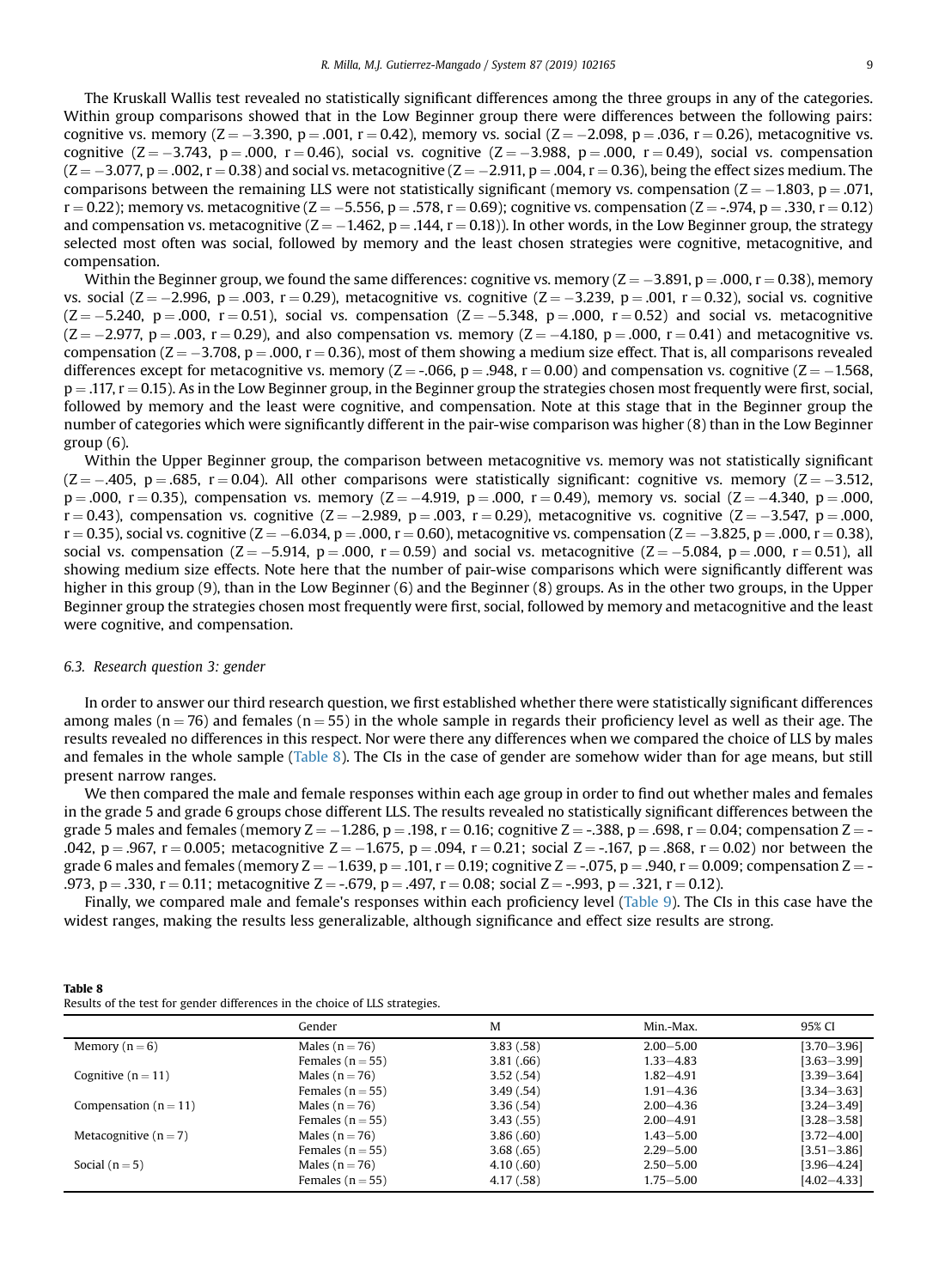The Kruskall Wallis test revealed no statistically significant differences among the three groups in any of the categories. Within group comparisons showed that in the Low Beginner group there were differences between the following pairs: cognitive vs. memory ($Z = -3.390$, $p = .001$, $r = 0.42$), memory vs. social ($Z = -2.098$, $p = .036$, $r = 0.26$), metacognitive vs. cognitive ($Z = -3.743$, $p = .000$, $r = 0.46$), social vs. cognitive ($Z = -3.988$, $p = .000$, $r = 0.49$), social vs. compensation ($Z = -3.077$, $p = .002$, $r = 0.38$) and social vs. metacognitive ($Z = -2.911$, $p = .004$, $r = 0.36$), being the effect sizes medium. The comparisons between the remaining LLS were not statistically significant (memory vs. compensation ($Z = -1.803$, $p = .071$, $r = 0.22$); memory vs. metacognitive ($Z = -5.556$, $p = .578$, $r = 0.69$); cognitive vs. compensation ($Z = -.974$, $p = .330$, $r = 0.12$) and compensation vs. metacognitive ($Z = -1.462$, $p = .144$, $r = 0.18$)). In other words, in the Low Beginner group, the strategy selected most often was social, followed by memory and the least chosen strategies were cognitive, metacognitive, and compensation.

Within the Beginner group, we found the same differences: cognitive vs. memory ($Z = -3.891$, $p = .000$, $r = 0.38$), memory vs. social ($Z = -2.996$, $p = .003$, $r = 0.29$), metacognitive vs. cognitive ($Z = -3.239$, $p = .001$, $r = 0.32$), social vs. cognitive ($Z = -5.240$, $p = .000$, $r = 0.51$), social vs. compensation ($Z = -5.348$, $p = .000$, $r = 0.52$) and social vs. metacognitive ($Z = -2.977$, $p = .003$, $r = 0.29$), and also compensation vs. memory ($Z = -4.180$, $p = .000$, $r = 0.41$) and metacognitive vs. compensation ($Z = -3.708$, $p = .000$, $r = 0.36$), most of them showing a medium size effect. That is, all comparisons revealed differences except for metacognitive vs. memory ($Z = -.066$, $p = .948$, $r = 0.00$) and compensation vs. cognitive ($Z = -1.568$, $p = .117$, $r = 0.15$). As in the Low Beginner group, in the Beginner group the strategies chosen most frequently were first, social, followed by memory and the least were cognitive, and compensation. Note at this stage that in the Beginner group the number of categories which were significantly different in the pair-wise comparison was higher (8) than in the Low Beginner group (6).

Within the Upper Beginner group, the comparison between metacognitive vs. memory was not statistically significant ($Z = -.405$, $p = .685$, $r = 0.04$). All other comparisons were statistically significant: cognitive vs. memory ($Z = -3.512$, $p = .000$, $r = 0.35$), compensation vs. memory ($Z = -4.919$, $p = .000$, $r = 0.49$), memory vs. social ($Z = -4.340$, $p = .000$, $r = 0.43$), compensation vs. cognitive ($Z = -2.989$, $p = .003$, $r = 0.29$), metacognitive vs. cognitive ($Z = -3.547$, $p = .000$, $r = 0.35$), social vs. cognitive ($Z = -6.034$, $p = .000$, $r = 0.60$), metacognitive vs. compensation ($Z = -3.825$, $p = .000$, $r = 0.38$), social vs. compensation ($Z = -5.914$, $p = .000$, $r = 0.59$) and social vs. metacognitive ($Z = -5.084$, $p = .000$, $r = 0.51$), all showing medium size effects. Note here that the number of pair-wise comparisons which were significantly different was higher in this group (9), than in the Low Beginner (6) and the Beginner (8) groups. As in the other two groups, in the Upper Beginner group the strategies chosen most frequently were first, social, followed by memory and metacognitive and the least were cognitive, and compensation.

### 6.3. Research question 3: gender

In order to answer our third research question, we first established whether there were statistically significant differences among males ($n = 76$) and females ($n = 55$) in the whole sample in regards their proficiency level as well as their age. The results revealed no differences in this respect. Nor were there any differences when we compared the choice of LLS by males and females in the whole sample (Table 8). The CIs in the case of gender are somehow wider than for age means, but still present narrow ranges.

We then compared the male and female responses within each age group in order to find out whether males and females in the grade 5 and grade 6 groups chose different LLS. The results revealed no statistically significant differences between the grade 5 males and females (memory $Z = -1.286$, $p = .198$, $r = 0.16$; cognitive $Z = -.388$, $p = .698$, $r = 0.04$; compensation $Z = -.042$, $p = .967$, $r = 0.005$; metacognitive $Z = -1.675$, $p = .094$, $r = 0.21$; social $Z = -.167$, $p = .868$, $r = 0.02$) nor between the grade 6 males and females (memory $Z = -1.639$, $p = .101$, $r = 0.19$; cognitive $Z = -.075$, $p = .940$, $r = 0.009$; compensation $Z = -.973$, $p = .330$, $r = 0.11$; metacognitive $Z = -.679$, $p = .497$, $r = 0.08$; social $Z = -.993$, $p = .321$, $r = 0.12$).

Finally, we compared male and female's responses within each proficiency level (Table 9). The CIs in this case have the widest ranges, making the results less generalizable, although significance and effect size results are strong.

**Table 8**
Results of the test for gender differences in the choice of LLS strategies.

| | Gender | M | Min.-Max. | 95% CI |
|---|---|---|---|---|
| Memory (n = 6) | Males (n = 76) | 3.83 (.58) | 2.00–5.00 | [3.70–3.96] |
| | Females (n = 55) | 3.81 (.66) | 1.33–4.83 | [3.63–3.99] |
| Cognitive (n = 11) | Males (n = 76) | 3.52 (.54) | 1.82–4.91 | [3.39–3.64] |
| | Females (n = 55) | 3.49 (.54) | 1.91–4.36 | [3.34–3.63] |
| Compensation (n = 11) | Males (n = 76) | 3.36 (.54) | 2.00–4.36 | [3.24–3.49] |
| | Females (n = 55) | 3.43 (.55) | 2.00–4.91 | [3.28–3.58] |
| Metacognitive (n = 7) | Males (n = 76) | 3.86 (.60) | 1.43–5.00 | [3.72–4.00] |
| | Females (n = 55) | 3.68 (.65) | 2.29–5.00 | [3.51–3.86] |
| Social (n = 5) | Males (n = 76) | 4.10 (.60) | 2.50–5.00 | [3.96–4.24] |
| | Females (n = 55) | 4.17 (.58) | 1.75–5.00 | [4.02–4.33] |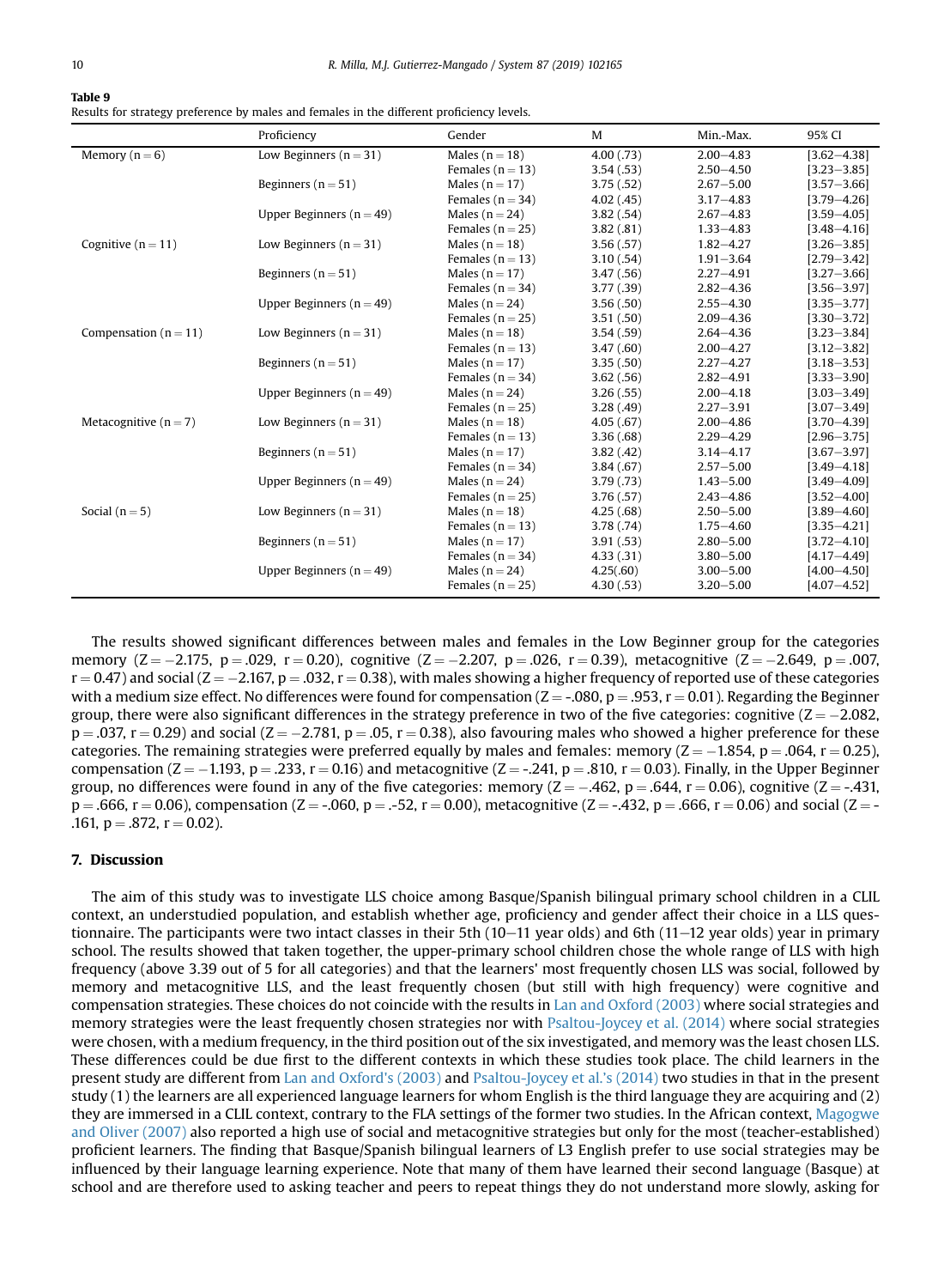**Table 9**
Results for strategy preference by males and females in the different proficiency levels.

| | Proficiency | Gender | M | Min.-Max. | 95% CI |
|---|---|---|---|---|---|
| Memory (n = 6) | Low Beginners (n = 31) | Males (n = 18) | 4.00 (.73) | 2.00–4.83 | [3.62–4.38] |
| | | Females (n = 13) | 3.54 (.53) | 2.50–4.50 | [3.23–3.85] |
| | Beginners (n = 51) | Males (n = 17) | 3.75 (.52) | 2.67–5.00 | [3.57–3.66] |
| | | Females (n = 34) | 4.02 (.45) | 3.17–4.83 | [3.79–4.26] |
| | Upper Beginners (n = 49) | Males (n = 24) | 3.82 (.54) | 2.67–4.83 | [3.59–4.05] |
| | | Females (n = 25) | 3.82 (.81) | 1.33–4.83 | [3.48–4.16] |
| Cognitive (n = 11) | Low Beginners (n = 31) | Males (n = 18) | 3.56 (.57) | 1.82–4.27 | [3.26–3.85] |
| | | Females (n = 13) | 3.10 (.54) | 1.91–3.64 | [2.79–3.42] |
| | Beginners (n = 51) | Males (n = 17) | 3.47 (.56) | 2.27–4.91 | [3.27–3.66] |
| | | Females (n = 34) | 3.77 (.39) | 2.82–4.36 | [3.56–3.97] |
| | Upper Beginners (n = 49) | Males (n = 24) | 3.56 (.50) | 2.55–4.30 | [3.35–3.77] |
| | | Females (n = 25) | 3.51 (.50) | 2.09–4.36 | [3.30–3.72] |
| Compensation (n = 11) | Low Beginners (n = 31) | Males (n = 18) | 3.54 (.59) | 2.64–4.36 | [3.23–3.84] |
| | | Females (n = 13) | 3.47 (.60) | 2.00–4.27 | [3.12–3.82] |
| | Beginners (n = 51) | Males (n = 17) | 3.35 (.50) | 2.27–4.27 | [3.18–3.53] |
| | | Females (n = 34) | 3.62 (.56) | 2.82–4.91 | [3.33–3.90] |
| | Upper Beginners (n = 49) | Males (n = 24) | 3.26 (.55) | 2.00–4.18 | [3.03–3.49] |
| | | Females (n = 25) | 3.28 (.49) | 2.27–3.91 | [3.07–3.49] |
| Metacognitive (n = 7) | Low Beginners (n = 31) | Males (n = 18) | 4.05 (.67) | 2.00–4.86 | [3.70–4.39] |
| | | Females (n = 13) | 3.36 (.68) | 2.29–4.29 | [2.96–3.75] |
| | Beginners (n = 51) | Males (n = 17) | 3.82 (.42) | 3.14–4.17 | [3.67–3.97] |
| | | Females (n = 34) | 3.84 (.67) | 2.57–5.00 | [3.49–4.18] |
| | Upper Beginners (n = 49) | Males (n = 24) | 3.79 (.73) | 1.43–5.00 | [3.49–4.09] |
| | | Females (n = 25) | 3.76 (.57) | 2.43–4.86 | [3.52–4.00] |
| Social (n = 5) | Low Beginners (n = 31) | Males (n = 18) | 4.25 (.68) | 2.50–5.00 | [3.89–4.60] |
| | | Females (n = 13) | 3.78 (.74) | 1.75–4.60 | [3.35–4.21] |
| | Beginners (n = 51) | Males (n = 17) | 3.91 (.53) | 2.80–5.00 | [3.72–4.10] |
| | | Females (n = 34) | 4.33 (.31) | 3.80–5.00 | [4.17–4.49] |
| | Upper Beginners (n = 49) | Males (n = 24) | 4.25(.60) | 3.00–5.00 | [4.00–4.50] |
| | | Females (n = 25) | 4.30 (.53) | 3.20–5.00 | [4.07–4.52] |

The results showed significant differences between males and females in the Low Beginner group for the categories memory ($Z = -2.175$, $p = .029$, $r = 0.20$), cognitive ($Z = -2.207$, $p = .026$, $r = 0.39$), metacognitive ($Z = -2.649$, $p = .007$, $r = 0.47$) and social ($Z = -2.167$, $p = .032$, $r = 0.38$), with males showing a higher frequency of reported use of these categories with a medium size effect. No differences were found for compensation ($Z = -.080$, $p = .953$, $r = 0.01$). Regarding the Beginner group, there were also significant differences in the strategy preference in two of the five categories: cognitive ($Z = -2.082$, $p = .037$, $r = 0.29$) and social ($Z = -2.781$, $p = .05$, $r = 0.38$), also favouring males who showed a higher preference for these categories. The remaining strategies were preferred equally by males and females: memory ($Z = -1.854$, $p = .064$, $r = 0.25$), compensation ($Z = -1.193$, $p = .233$, $r = 0.16$) and metacognitive ($Z = -.241$, $p = .810$, $r = 0.03$). Finally, in the Upper Beginner group, no differences were found in any of the five categories: memory ($Z = -.462$, $p = .644$, $r = 0.06$), cognitive ($Z = -.431$, $p = .666$, $r = 0.06$), compensation ($Z = -.060$, $p = .-52$, $r = 0.00$), metacognitive ($Z = -.432$, $p = .666$, $r = 0.06$) and social ($Z = -.161$, $p = .872$, $r = 0.02$).

## 7. Discussion

The aim of this study was to investigate LLS choice among Basque/Spanish bilingual primary school children in a CLIL context, an understudied population, and establish whether age, proficiency and gender affect their choice in a LLS questionnaire. The participants were two intact classes in their 5th (10–11 year olds) and 6th (11–12 year olds) year in primary school. The results showed that taken together, the upper-primary school children chose the whole range of LLS with high frequency (above 3.39 out of 5 for all categories) and that the learners' most frequently chosen LLS was social, followed by memory and metacognitive LLS, and the least frequently chosen (but still with high frequency) were cognitive and compensation strategies. These choices do not coincide with the results in Lan and Oxford (2003) where social strategies and memory strategies were the least frequently chosen strategies nor with Psaltou-Joycey et al. (2014) where social strategies were chosen, with a medium frequency, in the third position out of the six investigated, and memory was the least chosen LLS. These differences could be due first to the different contexts in which these studies took place. The child learners in the present study are different from Lan and Oxford's (2003) and Psaltou-Joycey et al.'s (2014) two studies in that in the present study (1) the learners are all experienced language learners for whom English is the third language they are acquiring and (2) they are immersed in a CLIL context, contrary to the FLA settings of the former two studies. In the African context, Magogwe and Oliver (2007) also reported a high use of social and metacognitive strategies but only for the most (teacher-established) proficient learners. The finding that Basque/Spanish bilingual learners of L3 English prefer to use social strategies may be influenced by their language learning experience. Note that many of them have learned their second language (Basque) at school and are therefore used to asking teacher and peers to repeat things they do not understand more slowly, asking for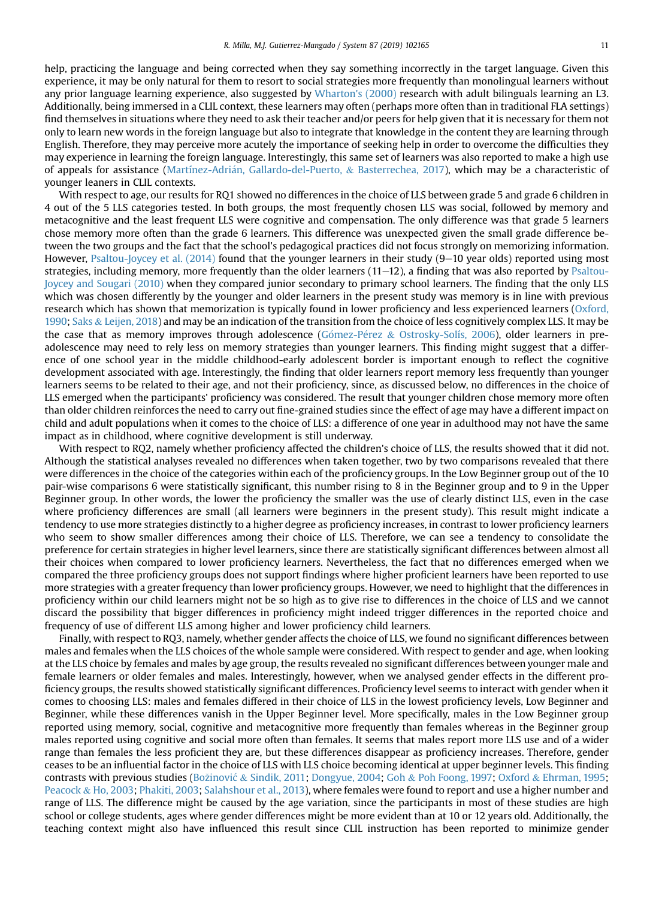help, practicing the language and being corrected when they say something incorrectly in the target language. Given this experience, it may be only natural for them to resort to social strategies more frequently than monolingual learners without any prior language learning experience, also suggested by Wharton's (2000) research with adult bilinguals learning an L3. Additionally, being immersed in a CLIL context, these learners may often (perhaps more often than in traditional FLA settings) find themselves in situations where they need to ask their teacher and/or peers for help given that it is necessary for them not only to learn new words in the foreign language but also to integrate that knowledge in the content they are learning through English. Therefore, they may perceive more acutely the importance of seeking help in order to overcome the difficulties they may experience in learning the foreign language. Interestingly, this same set of learners was also reported to make a high use of appeals for assistance (Martínez-Adrián, Gallardo-del-Puerto, & Basterrechea, 2017), which may be a characteristic of younger leaners in CLIL contexts.

With respect to age, our results for RQ1 showed no differences in the choice of LLS between grade 5 and grade 6 children in 4 out of the 5 LLS categories tested. In both groups, the most frequently chosen LLS was social, followed by memory and metacognitive and the least frequent LLS were cognitive and compensation. The only difference was that grade 5 learners chose memory more often than the grade 6 learners. This difference was unexpected given the small grade difference between the two groups and the fact that the school's pedagogical practices did not focus strongly on memorizing information. However, Psaltou-Joycey et al. (2014) found that the younger learners in their study (9–10 year olds) reported using most strategies, including memory, more frequently than the older learners (11–12), a finding that was also reported by Psaltou-Joycey and Sougari (2010) when they compared junior secondary to primary school learners. The finding that the only LLS which was chosen differently by the younger and older learners in the present study was memory is in line with previous research which has shown that memorization is typically found in lower proficiency and less experienced learners (Oxford, 1990; Saks & Leijen, 2018) and may be an indication of the transition from the choice of less cognitively complex LLS. It may be the case that as memory improves through adolescence (Gómez-Pérez & Ostrosky-Solís, 2006), older learners in pre-adolescence may need to rely less on memory strategies than younger learners. This finding might suggest that a difference of one school year in the middle childhood-early adolescent border is important enough to reflect the cognitive development associated with age. Interestingly, the finding that older learners report memory less frequently than younger learners seems to be related to their age, and not their proficiency, since, as discussed below, no differences in the choice of LLS emerged when the participants' proficiency was considered. The result that younger children chose memory more often than older children reinforces the need to carry out fine-grained studies since the effect of age may have a different impact on child and adult populations when it comes to the choice of LLS: a difference of one year in adulthood may not have the same impact as in childhood, where cognitive development is still underway.

With respect to RQ2, namely whether proficiency affected the children's choice of LLS, the results showed that it did not. Although the statistical analyses revealed no differences when taken together, two by two comparisons revealed that there were differences in the choice of the categories within each of the proficiency groups. In the Low Beginner group out of the 10 pair-wise comparisons 6 were statistically significant, this number rising to 8 in the Beginner group and to 9 in the Upper Beginner group. In other words, the lower the proficiency the smaller was the use of clearly distinct LLS, even in the case where proficiency differences are small (all learners were beginners in the present study). This result might indicate a tendency to use more strategies distinctly to a higher degree as proficiency increases, in contrast to lower proficiency learners who seem to show smaller differences among their choice of LLS. Therefore, we can see a tendency to consolidate the preference for certain strategies in higher level learners, since there are statistically significant differences between almost all their choices when compared to lower proficiency learners. Nevertheless, the fact that no differences emerged when we compared the three proficiency groups does not support findings where higher proficient learners have been reported to use more strategies with a greater frequency than lower proficiency groups. However, we need to highlight that the differences in proficiency within our child learners might not be so high as to give rise to differences in the choice of LLS and we cannot discard the possibility that bigger differences in proficiency might indeed trigger differences in the reported choice and frequency of use of different LLS among higher and lower proficiency child learners.

Finally, with respect to RQ3, namely, whether gender affects the choice of LLS, we found no significant differences between males and females when the LLS choices of the whole sample were considered. With respect to gender and age, when looking at the LLS choice by females and males by age group, the results revealed no significant differences between younger male and female learners or older females and males. Interestingly, however, when we analysed gender effects in the different proficiency groups, the results showed statistically significant differences. Proficiency level seems to interact with gender when it comes to choosing LLS: males and females differed in their choice of LLS in the lowest proficiency levels, Low Beginner and Beginner, while these differences vanish in the Upper Beginner level. More specifically, males in the Low Beginner group reported using memory, social, cognitive and metacognitive more frequently than females whereas in the Beginner group males reported using cognitive and social more often than females. It seems that males report more LLS use and of a wider range than females the less proficient they are, but these differences disappear as proficiency increases. Therefore, gender ceases to be an influential factor in the choice of LLS with LLS choice becoming identical at upper beginner levels. This finding contrasts with previous studies (Božinović & Sindik, 2011; Dongyue, 2004; Goh & Poh Foong, 1997; Oxford & Ehrman, 1995; Peacock & Ho, 2003; Phakiti, 2003; Salahshour et al., 2013), where females were found to report and use a higher number and range of LLS. The difference might be caused by the age variation, since the participants in most of these studies are high school or college students, ages where gender differences might be more evident than at 10 or 12 years old. Additionally, the teaching context might also have influenced this result since CLIL instruction has been reported to minimize gender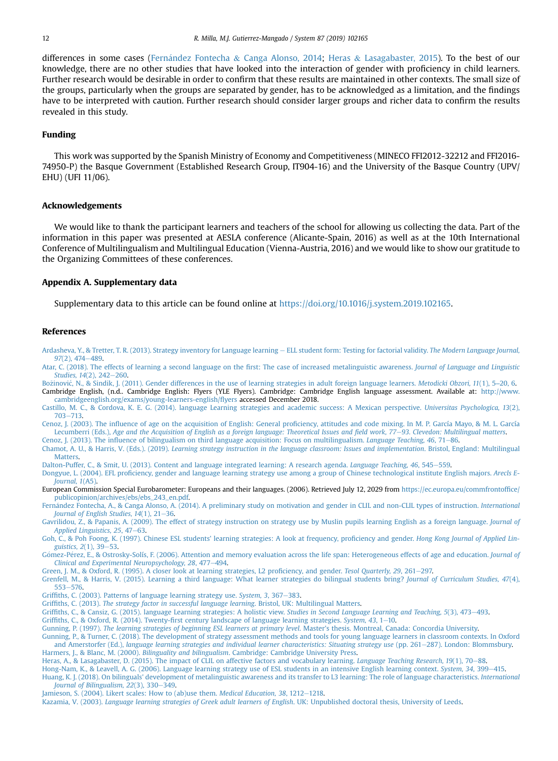differences in some cases (Fernández Fontecha & Canga Alonso, 2014; Heras & Lasagabaster, 2015). To the best of our knowledge, there are no other studies that have looked into the interaction of gender with proficiency in child learners. Further research would be desirable in order to confirm that these results are maintained in other contexts. The small size of the groups, particularly when the groups are separated by gender, has to be acknowledged as a limitation, and the findings have to be interpreted with caution. Further research should consider larger groups and richer data to confirm the results revealed in this study.

## Funding

This work was supported by the Spanish Ministry of Economy and Competitiveness (MINECO FFI2012-32212 and FFI2016-74950-P) the Basque Government (Established Research Group, IT904-16) and the University of the Basque Country (UPV/EHU) (UFI 11/06).

## Acknowledgements

We would like to thank the participant learners and teachers of the school for allowing us collecting the data. Part of the information in this paper was presented at AESLA conference (Alicante-Spain, 2016) as well as at the 10th International Conference of Multilingualism and Multilingual Education (Vienna-Austria, 2016) and we would like to show our gratitude to the Organizing Committees of these conferences.

## Appendix A. Supplementary data

Supplementary data to this article can be found online at https://doi.org/10.1016/j.system.2019.102165.

## References

Ardasheva, Y., & Tretter, T. R. (2013). Strategy inventory for Language learning – ELL student form: Testing for factorial validity. *The Modern Language Journal, 97*(2), 474–489.

Atar, C. (2018). The effects of learning a second language on the first: The case of increased metalinguistic awareness. *Journal of Language and Linguistic Studies, 14*(2), 242–260.

Božinović, N., & Sindik, J. (2011). Gender differences in the use of learning strategies in adult foreign language learners. *Metodicki Obzori, 11*(1), 5–20, 6.

Cambridge English, (n.d.. Cambridge English: Flyers (YLE Flyers). Cambridge: Cambridge English language assessment. Available at: http://www.cambridgeenglish.org/exams/young-learners-english/flyers accessed December 2018.

Castillo, M. C., & Cordova, K. E. G. (2014). language Learning strategies and academic success: A Mexican perspective. *Universitas Psychologica, 13*(2), 703–713.

Cenoz, J. (2003). The influence of age on the acquisition of English: General proficiency, attitudes and code mixing. In M. P. García Mayo, & M. L. García Lecumberri (Eds.), *Age and the Acquisition of English as a foreign language: Theoretical Issues and field work, 77–93. Clevedon: Multilingual matters*.

Cenoz, J. (2013). The influence of bilingualism on third language acquisition: Focus on multilingualism. *Language Teaching, 46*, 71–86.

Chamot, A. U., & Harris, V. (Eds.). (2019). *Learning strategy instruction in the language classroom: Issues and implementation*. Bristol, England: Multilingual Matters.

Dalton-Puffer, C., & Smit, U. (2013). Content and language integrated learning: A research agenda. *Language Teaching, 46*, 545–559.

Dongyue, L. (2004). EFL proficiency, gender and language learning strategy use among a group of Chinese technological institute English majors. *Arecls E-Journal, 1*(A5).

European Commission Special Eurobarometer: Europeans and their languages. (2006). Retrieved July 12, 2029 from https://ec.europa.eu/commfrontoffice/publicopinion/archives/ebs/ebs_243_en.pdf.

Fernández Fontecha, A., & Canga Alonso, A. (2014). A preliminary study on motivation and gender in CLIL and non-CLIL types of instruction. *International Journal of English Studies, 14*(1), 21–36.

Gavrilidou, Z., & Papanis, A. (2009). The effect of strategy instruction on strategy use by Muslin pupils learning English as a foreign language. *Journal of Applied Linguistics, 25*, 47–63.

Goh, C., & Poh Foong, K. (1997). Chinese ESL students' learning strategies: A look at frequency, proficiency and gender. *Hong Kong Journal of Applied Linguistics, 2*(1), 39–53.

Gómez-Pérez, E., & Ostrosky-Solís, F. (2006). Attention and memory evaluation across the life span: Heterogeneous effects of age and education. *Journal of Clinical and Experimental Neuropsychology, 28*, 477–494.

Green, J. M., & Oxford, R. (1995). A closer look at learning strategies, L2 proficiency, and gender. *Tesol Quarterly, 29*, 261–297.

Grenfell, M., & Harris, V. (2015). Learning a third language: What learner strategies do bilingual students bring? *Journal of Curriculum Studies, 47*(4), 553–576.

Griffiths, C. (2003). Patterns of language learning strategy use. *System, 3*, 367–383.

Griffiths, C. (2013). *The strategy factor in successful language learning*. Bristol, UK: Multilingual Matters.

Griffiths, C., & Cansiz, G. (2015). language Learning strategies: A holistic view. *Studies in Second Language Learning and Teaching, 5*(3), 473–493.

Griffiths, C., & Oxford, R. (2014). Twenty-first century landscape of language learning strategies. *System, 43*, 1–10.

Gunning, P. (1997). *The learning strategies of beginning ESL learners at primary level*. Master's thesis. Montreal, Canada: Concordia University.

Gunning, P., & Turner, C. (2018). The development of strategy assessment methods and tools for young language learners in classroom contexts. In Oxford and Amerstorfer (Ed.), *language learning strategies and individual learner characteristics: Situating strategy use* (pp. 261–287). London: Blommsbury.

Harmers, J., & Blanc, M. (2000). *Bilinguality and bilingualism*. Cambridge: Cambridge University Press.

Heras, A., & Lasagabaster, D. (2015). The impact of CLIL on affective factors and vocabulary learning. *Language Teaching Research, 19*(1), 70–88.

Hong-Nam, K., & Leavell, A. G. (2006). Language learning strategy use of ESL students in an intensive English learning context. *System, 34*, 399–415.

Huang, K. J. (2018). On bilinguals' development of metalinguistic awareness and its transfer to L3 learning: The role of language characteristics. *International Journal of Bilingualism, 22*(3), 330–349.

Jamieson, S. (2004). Likert scales: How to (ab)use them. *Medical Education, 38*, 1212–1218.

Kazamia, V. (2003). *Language learning strategies of Greek adult learners of English*. UK: Unpublished doctoral thesis, University of Leeds.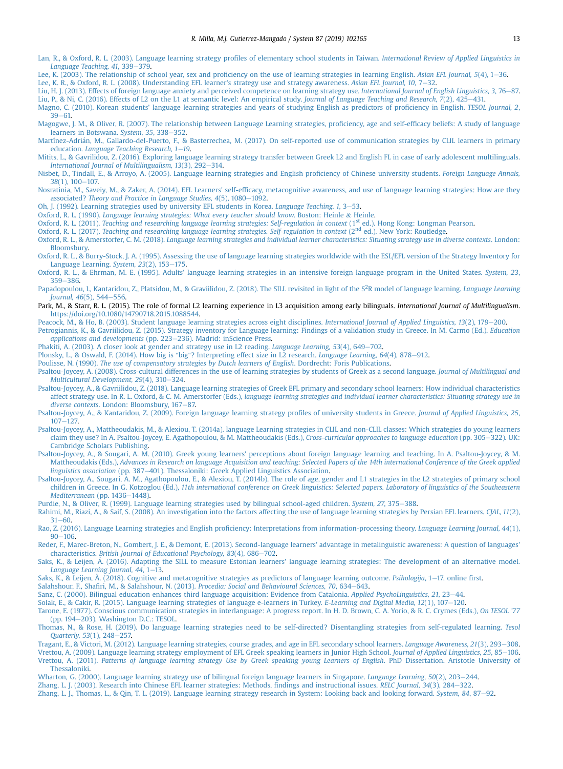Lan, R., & Oxford, R. L. (2003). Language learning strategy profiles of elementary school students in Taiwan. *International Review of Applied Linguistics in Language Teaching, 41*, 339–379.

Lee, K. (2003). The relationship of school year, sex and proficiency on the use of learning strategies in learning English. *Asian EFL Journal, 5*(4), 1–36.

Lee, K. R., & Oxford, R. L. (2008). Understanding EFL learner's strategy use and strategy awareness. *Asian EFL Journal, 10*, 7–32.

Liu, H. J. (2013). Effects of foreign language anxiety and perceived competence on learning strategy use. *International Journal of English Linguistics, 3*, 76–87.

Liu, P., & Ni, C. (2016). Effects of L2 on the L1 at semantic level: An empirical study. *Journal of Language Teaching and Research, 7*(2), 425–431.

Magno, C. (2010). Korean students' language learning strategies and years of studying English as predictors of proficiency in English. *TESOL Journal, 2*, 39–61.

Magogwe, J. M., & Oliver, R. (2007). The relationship between Language Learning strategies, proficiency, age and self-efficacy beliefs: A study of language learners in Botswana. *System, 35*, 338–352.

Martínez-Adrián, M., Gallardo-del-Puerto, F., & Basterrechea, M. (2017). On self-reported use of communication strategies by CLIL learners in primary education. *Language Teaching Research, 1–19*.

Mitits, L., & Gavrilidou, Z. (2016). Exploring language learning strategy transfer between Greek L2 and English FL in case of early adolescent multilinguals. *International Journal of Multilingualism, 13*(3), 292–314.

Nisbet, D., Tindall, E., & Arroyo, A. (2005). Language learning strategies and English proficiency of Chinese university students. *Foreign Language Annals, 38*(1), 100–107.

Nosratinia, M., Saveiy, M., & Zaker, A. (2014). EFL Learners' self-efficacy, metacognitive awareness, and use of language learning strategies: How are they associated? *Theory and Practice in Language Studies, 4*(5), 1080–1092.

Oh, J. (1992). Learning strategies used by university EFL students in Korea. *Language Teaching, 1*, 3–53.

Oxford, R. L. (1990). *Language learning strategies: What every teacher should know*. Boston: Heinle & Heinle.

Oxford, R. L. (2011). *Teaching and researching language learning strategies: Self-regulation in context* (1st ed.). Hong Kong: Longman Pearson.

Oxford, R. L. (2017). *Teaching and researching language learning strategies. Self-regulation in context* (2nd ed.). New York: Routledge.

Oxford, R. L., & Amerstorfer, C. M. (2018). *Language learning strategies and individual learner characteristics: Situating strategy use in diverse contexts*. London: Bloomsbury.

Oxford, R. L., & Burry-Stock, J. A. (1995). Assessing the use of language learning strategies worldwide with the ESL/EFL version of the Strategy Inventory for Language Learning. *System, 23*(2), 153–175.

Oxford, R. L., & Ehrman, M. E. (1995). Adults' language learning strategies in an intensive foreign language program in the United States. *System, 23*, 359–386.

Papadopoulou, I., Kantaridou, Z., Platsidou, M., & Graviilidou, Z. (2018). The SILL revisited in light of the S²R model of language learning. *Language Learning Journal, 46*(5), 544–556.

Park, M., & Starr, R. L. (2015). The role of formal L2 learning experience in L3 acquisition among early bilinguals. *International Journal of Multilingualism*. https://doi.org/10.1080/14790718.2015.1088544.

Peacock, M., & Ho, B. (2003). Student language learning strategies across eight disciplines. *International Journal of Applied Linguistics, 13*(2), 179–200.

Petrogiannis, K., & Gavriilidou, Z. (2015). Strategy inventory for Language learning: Findings of a validation study in Greece. In M. Carmo (Ed.), *Education applications and developments* (pp. 223–236). Madrid: inScience Press.

Phakiti, A. (2003). A closer look at gender and strategy use in L2 reading. *Language Learning, 53*(4), 649–702.

Plonsky, L., & Oswald, F. (2014). How big is "big"? Interpreting effect size in L2 research. *Language Learning, 64*(4), 878–912.

Poulisse, N. (1990). *The use of compensatory strategies by Dutch learners of English*. Dordrecht: Foris Publications.

Psaltou-Joycey, A. (2008). Cross-cultural differences in the use of learning strategies by students of Greek as a second language. *Journal of Multilingual and Multicultural Development, 29*(4), 310–324.

Psaltou-Joycey, A., & Gavriilidou, Z. (2018). Language learning strategies of Greek EFL primary and secondary school learners: How individual characteristics affect strategy use. In R. L. Oxford, & C. M. Amerstorfer (Eds.), *language learning strategies and individual learner characteristics: Situating strategy use in diverse contexts*. London: Bloomsbury, 167–87.

Psaltou-Joycey, A., & Kantaridou, Z. (2009). Foreign language learning strategy profiles of university students in Greece. *Journal of Applied Linguistics, 25*, 107–127.

Psaltou-Joycey, A., Mattheoudakis, M., & Alexiou, T. (2014a). language Learning strategies in CLIL and non-CLIL classes: Which strategies do young learners claim they use? In A. Psaltou-Joycey, E. Agathopoulou, & M. Mattheoudakis (Eds.), *Cross-curricular approaches to language education* (pp. 305–322). UK: Cambridge Scholars Publishing.

Psaltou-Joycey, A., & Sougari, A. M. (2010). Greek young learners' perceptions about foreign language learning and teaching. In A. Psaltou-Joycey, & M. Mattheoudakis (Eds.), *Advances in Research on language Acquisition and teaching: Selected Papers of the 14th international Conference of the Greek applied linguistics association* (pp. 387–401). Thessaloniki: Greek Applied Linguistics Association.

Psaltou-Joycey, A., Sougari, A. M., Agathopoulou, E., & Alexiou, T. (2014b). The role of age, gender and L1 strategies in the L2 strategies of primary school children in Greece. In G. Kotzoglou (Ed.), *11th international conference on Greek linguistics: Selected papers. Laboratory of linguistics of the Southeastern Mediterranean* (pp. 1436–1448).

Purdie, N., & Oliver, R. (1999). Language learning strategies used by bilingual school-aged children. *System, 27*, 375–388.

Rahimi, M., Riazi, A., & Saif, S. (2008). An investigation into the factors affecting the use of language learning strategies by Persian EFL learners. *CJAL, 11*(2), 31–60.

Rao, Z. (2016). Language Learning strategies and English proficiency: Interpretations from information-processing theory. *Language Learning Journal, 44*(1), 90–106.

Reder, F., Marec-Breton, N., Gombert, J. E., & Demont, E. (2013). Second-language learners' advantage in metalinguistic awareness: A question of languages' characteristics. *British Journal of Educational Psychology, 83*(4), 686–702.

Saks, K., & Leijen, Ä. (2016). Adapting the SILL to measure Estonian learners' language learning strategies: The development of an alternative model. *Language Learning Journal, 44*, 1–13.

Saks, K., & Leijen, Ä. (2018). Cognitive and metacognitive strategies as predictors of language learning outcome. *Psihologija*, 1–17. online first.

Salahshour, F., Shafiri, M., & Salahshour, N. (2013). *Procedia: Social and Behavioural Sciences, 70*, 634–643.

Sanz, C. (2000). Bilingual education enhances third language acquisition: Evidence from Catalonia. *Applied PsychoLinguistics, 21*, 23–44.

Solak, E., & Cakir, R. (2015). Language learning strategies of language e-learners in Turkey. *E-Learning and Digital Media, 12*(1), 107–120.

Tarone, E. (1977). Conscious communication strategies in interlanguage: A progress report. In H. D. Brown, C. A. Yorio, & R. C. Crymes (Eds.), *On TESOL '77* (pp. 194–203). Washington D.C.: TESOL.

Thomas, N., & Rose, H. (2019). Do language learning strategies need to be self-directed? Disentangling strategies from self-regulated learning. *Tesol Quarterly, 53*(1), 248–257.

Tragant, E., & Victori, M. (2012). Language learning strategies, course grades, and age in EFL secondary school learners. *Language Awareness, 21*(3), 293–308.

Vrettou, A. (2009). Language learning strategy employment of EFL Greek speaking learners in Junior High School. *Journal of Applied Linguistics, 25*, 85–106.

Vrettou, A. (2011). *Patterns of language learning strategy Use by Greek speaking young Learners of English*. PhD Dissertation. Aristotle University of Thessaloniki.

Wharton, G. (2000). Language learning strategy use of bilingual foreign language learners in Singapore. *Language Learning, 50*(2), 203–244.

Zhang, L. J. (2003). Research into Chinese EFL learner strategies: Methods, findings and instructional issues. *RELC Journal, 34*(3), 284–322.

Zhang, L. J., Thomas, L., & Qin, T. L. (2019). Language learning strategy research in System: Looking back and looking forward. *System, 84*, 87–92.